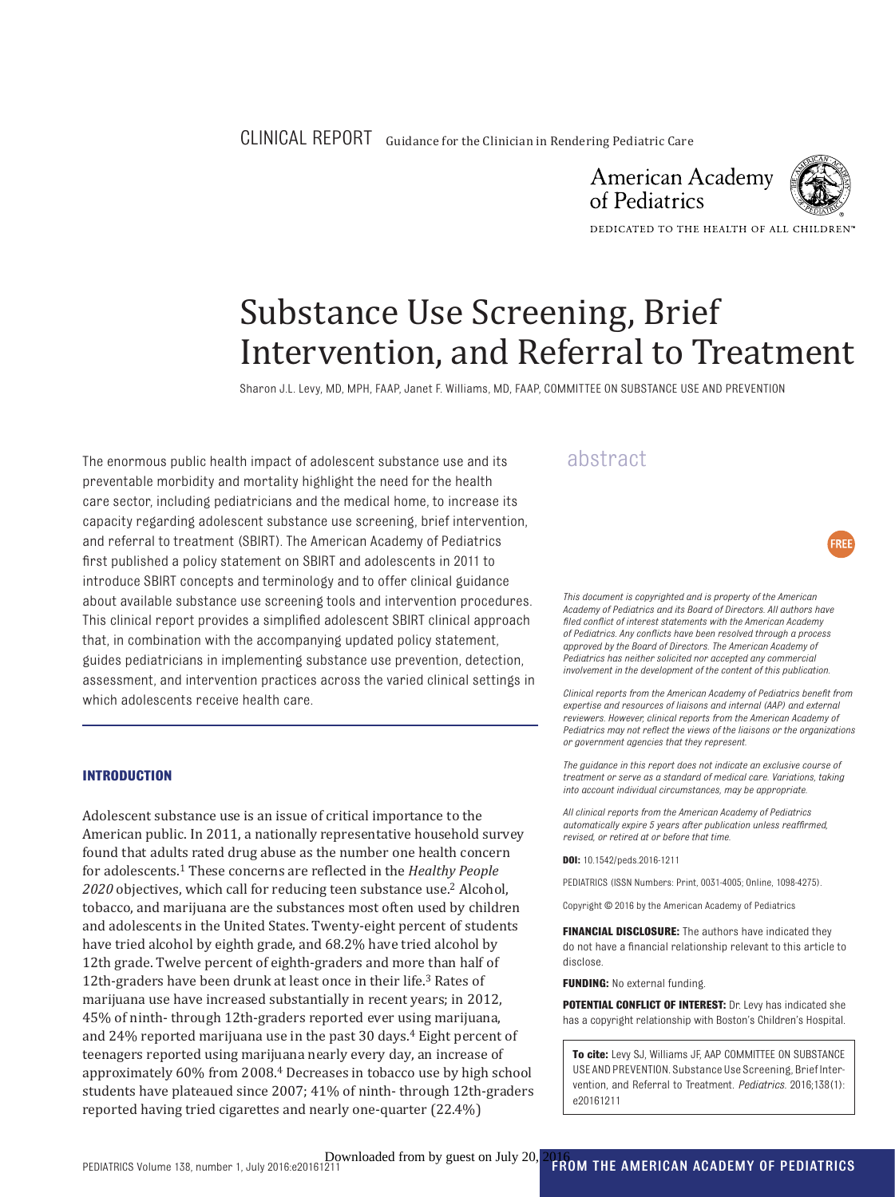CLINICAL REPORT Guidance for the Clinician in Rendering Pediatric Care

# Substance Use Screening, Brief Intervention, and Referral to Treatment

Sharon J.L. Levy, MD, MPH, FAAP, Janet F. Williams, MD, FAAP, COMMITTEE ON SUBSTANCE USE AND PREVENTION

## abstract

The enormous public health impact of adolescent substance use and its preventable morbidity and mortality highlight the need for the health care sector, including pediatricians and the medical home, to increase its capacity regarding adolescent substance use screening, brief intervention, and referral to treatment (SBIRT). The American Academy of Pediatrics first published a policy statement on SBIRT and adolescents in 2011 to introduce SBIRT concepts and terminology and to offer clinical guidance about available substance use screening tools and intervention procedures. This clinical report provides a simplified adolescent SBIRT clinical approach that, in combination with the accompanying updated policy statement, guides pediatricians in implementing substance use prevention, detection, assessment, and intervention practices across the varied clinical settings in which adolescents receive health care.

## INTRODUCTION

Adolescent substance use is an issue of critical importance to the American public. In 2011, a nationally representative household survey found that adults rated drug abuse as the number one health concern for adolescents.[1] These concerns are reflected in the *Healthy People 2020* objectives, which call for reducing teen substance use.[2] Alcohol, tobacco, and marijuana are the substances most often used by children and adolescents in the United States. Twenty-eight percent of students have tried alcohol by eighth grade, and 68.2% have tried alcohol by 12th grade. Twelve percent of eighth-graders and more than half of 12th-graders have been drunk at least once in their life.[3] Rates of marijuana use have increased substantially in recent years; in 2012, 45% of ninth- through 12th-graders reported ever using marijuana, and 24% reported marijuana use in the past 30 days.[4] Eight percent of teenagers reported using marijuana nearly every day, an increase of approximately 60% from 2008.[4] Decreases in tobacco use by high school students have plateaued since 2007; 41% of ninth- through 12th-graders reported having tried cigarettes and nearly one-quarter (22.4%)

*This document is copyrighted and is property of the American Academy of Pediatrics and its Board of Directors. All authors have filed conflict of interest statements with the American Academy of Pediatrics. Any conflicts have been resolved through a process approved by the Board of Directors. The American Academy of Pediatrics has neither solicited nor accepted any commercial involvement in the development of the content of this publication.*

*Clinical reports from the American Academy of Pediatrics benefit from expertise and resources of liaisons and internal (AAP) and external reviewers. However, clinical reports from the American Academy of Pediatrics may not reflect the views of the liaisons or the organizations or government agencies that they represent.*

*The guidance in this report does not indicate an exclusive course of treatment or serve as a standard of medical care. Variations, taking into account individual circumstances, may be appropriate.*

*All clinical reports from the American Academy of Pediatrics automatically expire 5 years after publication unless reaffirmed, revised, or retired at or before that time.*

**DOI:** 10.1542/peds.2016-1211

PEDIATRICS (ISSN Numbers: Print, 0031-4005; Online, 1098-4275).

Copyright © 2016 by the American Academy of Pediatrics

**FINANCIAL DISCLOSURE:** The authors have indicated they do not have a financial relationship relevant to this article to disclose.

**FUNDING:** No external funding.

**POTENTIAL CONFLICT OF INTEREST:** Dr. Levy has indicated she has a copyright relationship with Boston's Children's Hospital.

**To cite:** Levy SJ, Williams JF, AAP COMMITTEE ON SUBSTANCE USE AND PREVENTION. Substance Use Screening, Brief Intervention, and Referral to Treatment. *Pediatrics.* 2016;138(1):e20161211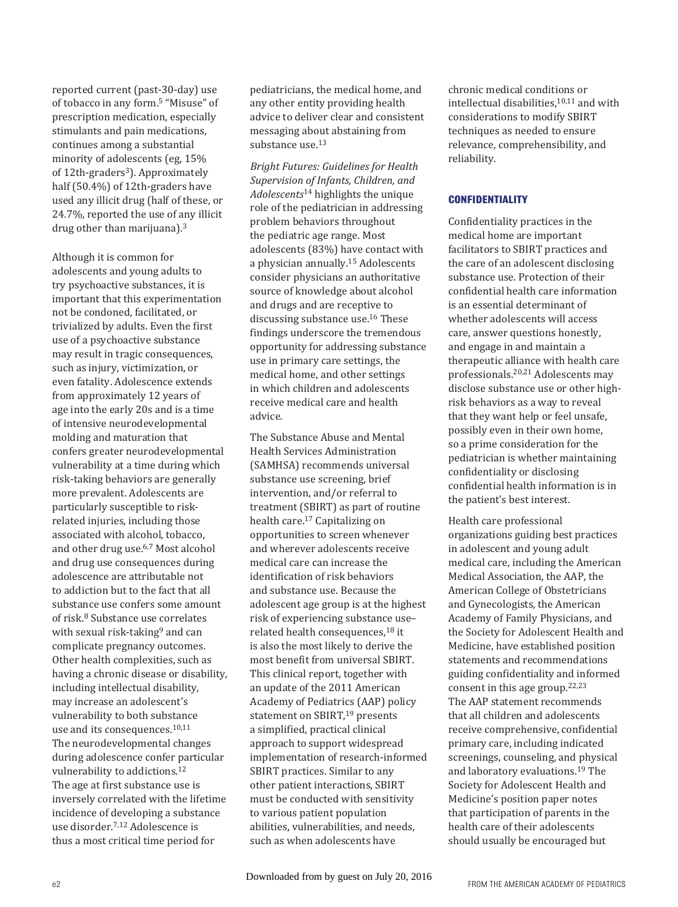reported current (past-30-day) use of tobacco in any form.[5] "Misuse" of prescription medication, especially stimulants and pain medications, continues among a substantial minority of adolescents (eg, 15% of 12th-graders[3]). Approximately half (50.4%) of 12th-graders have used any illicit drug (half of these, or 24.7%, reported the use of any illicit drug other than marijuana).[3]

Although it is common for adolescents and young adults to try psychoactive substances, it is important that this experimentation not be condoned, facilitated, or trivialized by adults. Even the first use of a psychoactive substance may result in tragic consequences, such as injury, victimization, or even fatality. Adolescence extends from approximately 12 years of age into the early 20s and is a time of intensive neurodevelopmental molding and maturation that confers greater neurodevelopmental vulnerability at a time during which risk-taking behaviors are generally more prevalent. Adolescents are particularly susceptible to risk-related injuries, including those associated with alcohol, tobacco, and other drug use.[6,7] Most alcohol and drug use consequences during adolescence are attributable not to addiction but to the fact that all substance use confers some amount of risk.[8] Substance use correlates with sexual risk-taking[9] and can complicate pregnancy outcomes. Other health complexities, such as having a chronic disease or disability, including intellectual disability, may increase an adolescent's vulnerability to both substance use and its consequences.[10,11] The neurodevelopmental changes during adolescence confer particular vulnerability to addictions.[12] The age at first substance use is inversely correlated with the lifetime incidence of developing a substance use disorder.[7,12] Adolescence is thus a most critical time period for pediatricians, the medical home, and any other entity providing health advice to deliver clear and consistent messaging about abstaining from substance use.[13]

*Bright Futures: Guidelines for Health Supervision of Infants, Children, and Adolescents*[14] highlights the unique role of the pediatrician in addressing problem behaviors throughout the pediatric age range. Most adolescents (83%) have contact with a physician annually.[15] Adolescents consider physicians an authoritative source of knowledge about alcohol and drugs and are receptive to discussing substance use.[16] These findings underscore the tremendous opportunity for addressing substance use in primary care settings, the medical home, and other settings in which children and adolescents receive medical care and health advice.

The Substance Abuse and Mental Health Services Administration (SAMHSA) recommends universal substance use screening, brief intervention, and/or referral to treatment (SBIRT) as part of routine health care.[17] Capitalizing on opportunities to screen whenever and wherever adolescents receive medical care can increase the identification of risk behaviors and substance use. Because the adolescent age group is at the highest risk of experiencing substance use–related health consequences,[18] it is also the most likely to derive the most benefit from universal SBIRT. This clinical report, together with an update of the 2011 American Academy of Pediatrics (AAP) policy statement on SBIRT,[19] presents a simplified, practical clinical approach to support widespread implementation of research-informed SBIRT practices. Similar to any other patient interactions, SBIRT must be conducted with sensitivity to various patient population abilities, vulnerabilities, and needs, such as when adolescents have chronic medical conditions or intellectual disabilities,[10,11] and with considerations to modify SBIRT techniques as needed to ensure relevance, comprehensibility, and reliability.

## CONFIDENTIALITY

Confidentiality practices in the medical home are important facilitators to SBIRT practices and the care of an adolescent disclosing substance use. Protection of their confidential health care information is an essential determinant of whether adolescents will access care, answer questions honestly, and engage in and maintain a therapeutic alliance with health care professionals.[20,21] Adolescents may disclose substance use or other high-risk behaviors as a way to reveal that they want help or feel unsafe, possibly even in their own home, so a prime consideration for the pediatrician is whether maintaining confidentiality or disclosing confidential health information is in the patient's best interest.

Health care professional organizations guiding best practices in adolescent and young adult medical care, including the American Medical Association, the AAP, the American College of Obstetricians and Gynecologists, the American Academy of Family Physicians, and the Society for Adolescent Health and Medicine, have established position statements and recommendations guiding confidentiality and informed consent in this age group.[22,23] The AAP statement recommends that all children and adolescents receive comprehensive, confidential primary care, including indicated screenings, counseling, and physical and laboratory evaluations.[19] The Society for Adolescent Health and Medicine's position paper notes that participation of parents in the health care of their adolescents should usually be encouraged but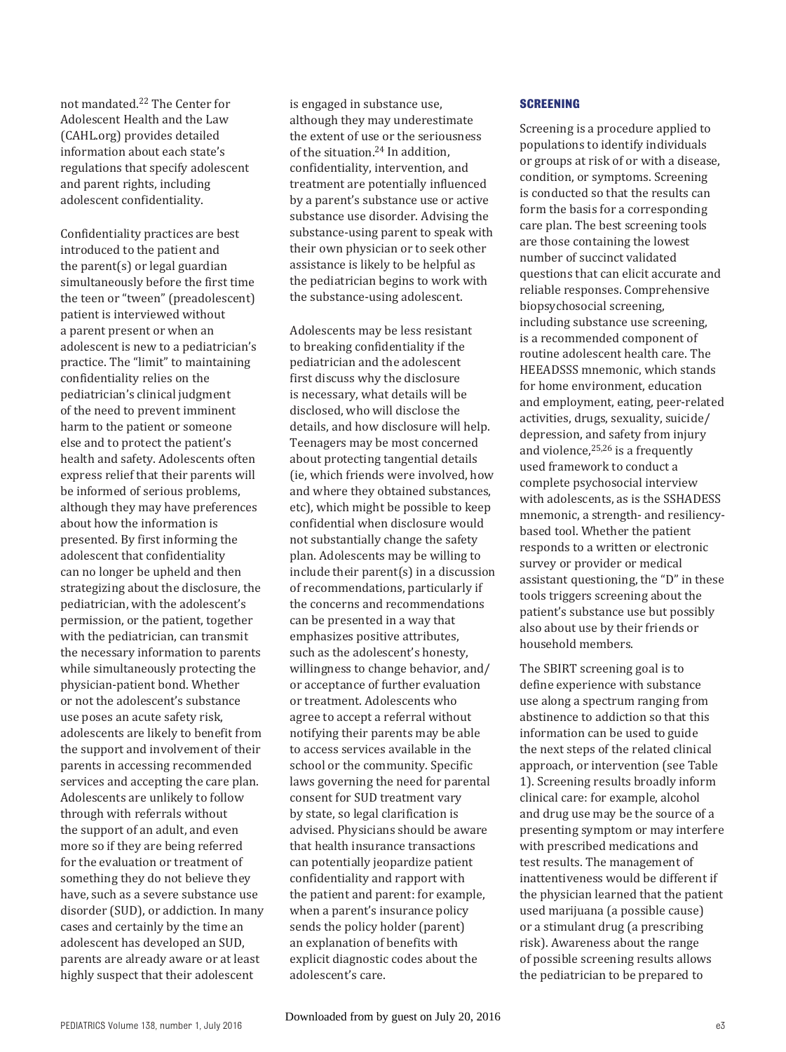not mandated.[22] The Center for Adolescent Health and the Law (CAHL.org) provides detailed information about each state's regulations that specify adolescent and parent rights, including adolescent confidentiality.

Confidentiality practices are best introduced to the patient and the parent(s) or legal guardian simultaneously before the first time the teen or "tween" (preadolescent) patient is interviewed without a parent present or when an adolescent is new to a pediatrician's practice. The "limit" to maintaining confidentiality relies on the pediatrician's clinical judgment of the need to prevent imminent harm to the patient or someone else and to protect the patient's health and safety. Adolescents often express relief that their parents will be informed of serious problems, although they may have preferences about how the information is presented. By first informing the adolescent that confidentiality can no longer be upheld and then strategizing about the disclosure, the pediatrician, with the adolescent's permission, or the patient, together with the pediatrician, can transmit the necessary information to parents while simultaneously protecting the physician-patient bond. Whether or not the adolescent's substance use poses an acute safety risk, adolescents are likely to benefit from the support and involvement of their parents in accessing recommended services and accepting the care plan. Adolescents are unlikely to follow through with referrals without the support of an adult, and even more so if they are being referred for the evaluation or treatment of something they do not believe they have, such as a severe substance use disorder (SUD), or addiction. In many cases and certainly by the time an adolescent has developed an SUD, parents are already aware or at least highly suspect that their adolescent is engaged in substance use, although they may underestimate the extent of use or the seriousness of the situation.[24] In addition, confidentiality, intervention, and treatment are potentially influenced by a parent's substance use or active substance use disorder. Advising the substance-using parent to speak with their own physician or to seek other assistance is likely to be helpful as the pediatrician begins to work with the substance-using adolescent.

Adolescents may be less resistant to breaking confidentiality if the pediatrician and the adolescent first discuss why the disclosure is necessary, what details will be disclosed, who will disclose the details, and how disclosure will help. Teenagers may be most concerned about protecting tangential details (ie, which friends were involved, how and where they obtained substances, etc), which might be possible to keep confidential when disclosure would not substantially change the safety plan. Adolescents may be willing to include their parent(s) in a discussion of recommendations, particularly if the concerns and recommendations can be presented in a way that emphasizes positive attributes, such as the adolescent's honesty, willingness to change behavior, and/or acceptance of further evaluation or treatment. Adolescents who agree to accept a referral without notifying their parents may be able to access services available in the school or the community. Specific laws governing the need for parental consent for SUD treatment vary by state, so legal clarification is advised. Physicians should be aware that health insurance transactions can potentially jeopardize patient confidentiality and rapport with the patient and parent: for example, when a parent's insurance policy sends the policy holder (parent) an explanation of benefits with explicit diagnostic codes about the adolescent's care.

## SCREENING

Screening is a procedure applied to populations to identify individuals or groups at risk of or with a disease, condition, or symptoms. Screening is conducted so that the results can form the basis for a corresponding care plan. The best screening tools are those containing the lowest number of succinct validated questions that can elicit accurate and reliable responses. Comprehensive biopsychosocial screening, including substance use screening, is a recommended component of routine adolescent health care. The HEEADSSS mnemonic, which stands for home environment, education and employment, eating, peer-related activities, drugs, sexuality, suicide/depression, and safety from injury and violence,[25,26] is a frequently used framework to conduct a complete psychosocial interview with adolescents, as is the SSHADESS mnemonic, a strength- and resiliency-based tool. Whether the patient responds to a written or electronic survey or provider or medical assistant questioning, the "D" in these tools triggers screening about the patient's substance use but possibly also about use by their friends or household members.

The SBIRT screening goal is to define experience with substance use along a spectrum ranging from abstinence to addiction so that this information can be used to guide the next steps of the related clinical approach, or intervention (see Table 1). Screening results broadly inform clinical care: for example, alcohol and drug use may be the source of a presenting symptom or may interfere with prescribed medications and test results. The management of inattentiveness would be different if the physician learned that the patient used marijuana (a possible cause) or a stimulant drug (a prescribing risk). Awareness about the range of possible screening results allows the pediatrician to be prepared to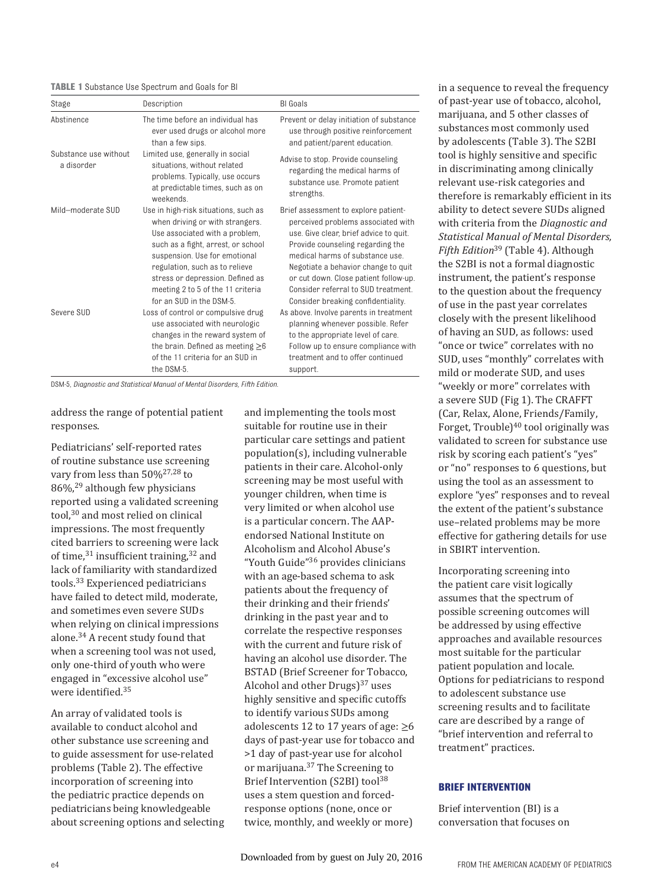**TABLE 1** Substance Use Spectrum and Goals for BI

| Stage | Description | BI Goals |
|---|---|---|
| Abstinence | The time before an individual has ever used drugs or alcohol more than a few sips. | Prevent or delay initiation of substance use through positive reinforcement and patient/parent education. |
| Substance use without a disorder | Limited use, generally in social situations, without related problems. Typically, use occurs at predictable times, such as on weekends. | Advise to stop. Provide counseling regarding the medical harms of substance use. Promote patient strengths. |
| Mild–moderate SUD | Use in high-risk situations, such as when driving or with strangers. Use associated with a problem, such as a fight, arrest, or school suspension. Use for emotional regulation, such as to relieve stress or depression. Defined as meeting 2 to 5 of the 11 criteria for an SUD in the DSM-5. | Brief assessment to explore patient-perceived problems associated with use. Give clear, brief advice to quit. Provide counseling regarding the medical harms of substance use. Negotiate a behavior change to quit or cut down. Close patient follow-up. Consider referral to SUD treatment. Consider breaking confidentiality. |
| Severe SUD | Loss of control or compulsive drug use associated with neurologic changes in the reward system of the brain. Defined as meeting ≥6 of the 11 criteria for an SUD in the DSM-5. | As above. Involve parents in treatment planning whenever possible. Refer to the appropriate level of care. Follow up to ensure compliance with treatment and to offer continued support. |

DSM-5, *Diagnostic and Statistical Manual of Mental Disorders, Fifth Edition.*

address the range of potential patient responses.

Pediatricians' self-reported rates of routine substance use screening vary from less than 50%[27,28] to 86%,[29] although few physicians reported using a validated screening tool,[30] and most relied on clinical impressions. The most frequently cited barriers to screening were lack of time,[31] insufficient training,[32] and lack of familiarity with standardized tools.[33] Experienced pediatricians have failed to detect mild, moderate, and sometimes even severe SUDs when relying on clinical impressions alone.[34] A recent study found that when a screening tool was not used, only one-third of youth who were engaged in "excessive alcohol use" were identified.[35]

An array of validated tools is available to conduct alcohol and other substance use screening and to guide assessment for use-related problems (Table 2). The effective incorporation of screening into the pediatric practice depends on pediatricians being knowledgeable about screening options and selecting and implementing the tools most suitable for routine use in their particular care settings and patient population(s), including vulnerable patients in their care. Alcohol-only screening may be most useful with younger children, when time is very limited or when alcohol use is a particular concern. The AAP-endorsed National Institute on Alcoholism and Alcohol Abuse's "Youth Guide"[36] provides clinicians with an age-based schema to ask patients about the frequency of their drinking and their friends' drinking in the past year and to correlate the respective responses with the current and future risk of having an alcohol use disorder. The BSTAD (Brief Screener for Tobacco, Alcohol and other Drugs)[37] uses highly sensitive and specific cutoffs to identify various SUDs among adolescents 12 to 17 years of age: ≥6 days of past-year use for tobacco and >1 day of past-year use for alcohol or marijuana.[37] The Screening to Brief Intervention (S2BI) tool[38] uses a stem question and forced-response options (none, once or twice, monthly, and weekly or more) in a sequence to reveal the frequency of past-year use of tobacco, alcohol, marijuana, and 5 other classes of substances most commonly used by adolescents (Table 3). The S2BI tool is highly sensitive and specific in discriminating among clinically relevant use-risk categories and therefore is remarkably efficient in its ability to detect severe SUDs aligned with criteria from the *Diagnostic and Statistical Manual of Mental Disorders, Fifth Edition*[39] (Table 4). Although the S2BI is not a formal diagnostic instrument, the patient's response to the question about the frequency of use in the past year correlates closely with the present likelihood of having an SUD, as follows: used "once or twice" correlates with no SUD, uses "monthly" correlates with mild or moderate SUD, and uses "weekly or more" correlates with a severe SUD (Fig 1). The CRAFFT (Car, Relax, Alone, Friends/Family, Forget, Trouble)[40] tool originally was validated to screen for substance use risk by scoring each patient's "yes" or "no" responses to 6 questions, but using the tool as an assessment to explore "yes" responses and to reveal the extent of the patient's substance use–related problems may be more effective for gathering details for use in SBIRT intervention.

Incorporating screening into the patient care visit logically assumes that the spectrum of possible screening outcomes will be addressed by using effective approaches and available resources most suitable for the particular patient population and locale. Options for pediatricians to respond to adolescent substance use screening results and to facilitate care are described by a range of "brief intervention and referral to treatment" practices.

## BRIEF INTERVENTION

Brief intervention (BI) is a conversation that focuses on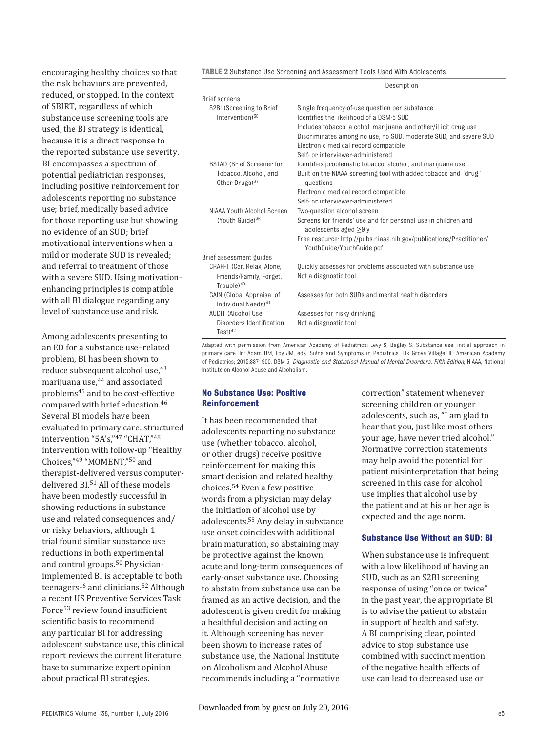encouraging healthy choices so that the risk behaviors are prevented, reduced, or stopped. In the context of SBIRT, regardless of which substance use screening tools are used, the BI strategy is identical, because it is a direct response to the reported substance use severity. BI encompasses a spectrum of potential pediatrician responses, including positive reinforcement for adolescents reporting no substance use; brief, medically based advice for those reporting use but showing no evidence of an SUD; brief motivational interventions when a mild or moderate SUD is revealed; and referral to treatment of those with a severe SUD. Using motivation-enhancing principles is compatible with all BI dialogue regarding any level of substance use and risk.

Among adolescents presenting to an ED for a substance use–related problem, BI has been shown to reduce subsequent alcohol use,[43] marijuana use,[44] and associated problems[45] and to be cost-effective compared with brief education.[46] Several BI models have been evaluated in primary care: structured intervention "5A's,"[47] "CHAT,"[48] intervention with follow-up "Healthy Choices,"[49] "MOMENT,"[50] and therapist-delivered versus computer-delivered BI.[51] All of these models have been modestly successful in showing reductions in substance use and related consequences and/or risky behaviors, although 1 trial found similar substance use reductions in both experimental and control groups.[50] Physician-implemented BI is acceptable to both teenagers[16] and clinicians.[52] Although a recent US Preventive Services Task Force[53] review found insufficient scientific basis to recommend any particular BI for addressing adolescent substance use, this clinical report reviews the current literature base to summarize expert opinion about practical BI strategies.

**TABLE 2** Substance Use Screening and Assessment Tools Used With Adolescents

| | Description |
|---|---|
| Brief screens | |
| S2BI (Screening to Brief Intervention)[38] | Single frequency-of-use question per substance<br>Identifies the likelihood of a DSM-5 SUD<br>Includes tobacco, alcohol, marijuana, and other/illicit drug use<br>Discriminates among no use, no SUD, moderate SUD, and severe SUD<br>Electronic medical record compatible<br>Self- or interviewer-administered |
| BSTAD (Brief Screener for Tobacco, Alcohol, and Other Drugs)[37] | Identifies problematic tobacco, alcohol, and marijuana use<br>Built on the NIAAA screening tool with added tobacco and "drug" questions<br>Electronic medical record compatible<br>Self- or interviewer-administered |
| NIAAA Youth Alcohol Screen (Youth Guide)[36] | Two-question alcohol screen<br>Screens for friends' use and for personal use in children and adolescents aged ≥9 y<br>Free resource: http://pubs.niaaa.nih.gov/publications/Practitioner/YouthGuide/YouthGuide.pdf |
| Brief assessment guides | |
| CRAFFT (Car, Relax, Alone, Friends/Family, Forget, Trouble)[40] | Quickly assesses for problems associated with substance use<br>Not a diagnostic tool |
| GAIN (Global Appraisal of Individual Needs)[41] | Assesses for both SUDs and mental health disorders |
| AUDIT (Alcohol Use Disorders Identification Test)[42] | Assesses for risky drinking<br>Not a diagnostic tool |

Adapted with permission from American Academy of Pediatrics; Levy S, Bagley S. Substance use: initial approach in primary care. In: Adam HM, Foy JM, eds. Signs and Symptoms in Pediatrics. Elk Grove Village, IL: American Academy of Pediatrics; 2015:887–900. DSM-5, *Diagnostic and Statistical Manual of Mental Disorders, Fifth Edition*; NIAAA, National Institute on Alcohol Abuse and Alcoholism.

### No Substance Use: Positive Reinforcement

It has been recommended that adolescents reporting no substance use (whether tobacco, alcohol, or other drugs) receive positive reinforcement for making this smart decision and related healthy choices.[54] Even a few positive words from a physician may delay the initiation of alcohol use by adolescents.[55] Any delay in substance use onset coincides with additional brain maturation, so abstaining may be protective against the known acute and long-term consequences of early-onset substance use. Choosing to abstain from substance use can be framed as an active decision, and the adolescent is given credit for making a healthful decision and acting on it. Although screening has never been shown to increase rates of substance use, the National Institute on Alcoholism and Alcohol Abuse recommends including a "normative correction" statement whenever screening children or younger adolescents, such as, "I am glad to hear that you, just like most others your age, have never tried alcohol." Normative correction statements may help avoid the potential for patient misinterpretation that being screened in this case for alcohol use implies that alcohol use by the patient and at his or her age is expected and the age norm.

### Substance Use Without an SUD: BI

When substance use is infrequent with a low likelihood of having an SUD, such as an S2BI screening response of using "once or twice" in the past year, the appropriate BI is to advise the patient to abstain in support of health and safety. A BI comprising clear, pointed advice to stop substance use combined with succinct mention of the negative health effects of use can lead to decreased use or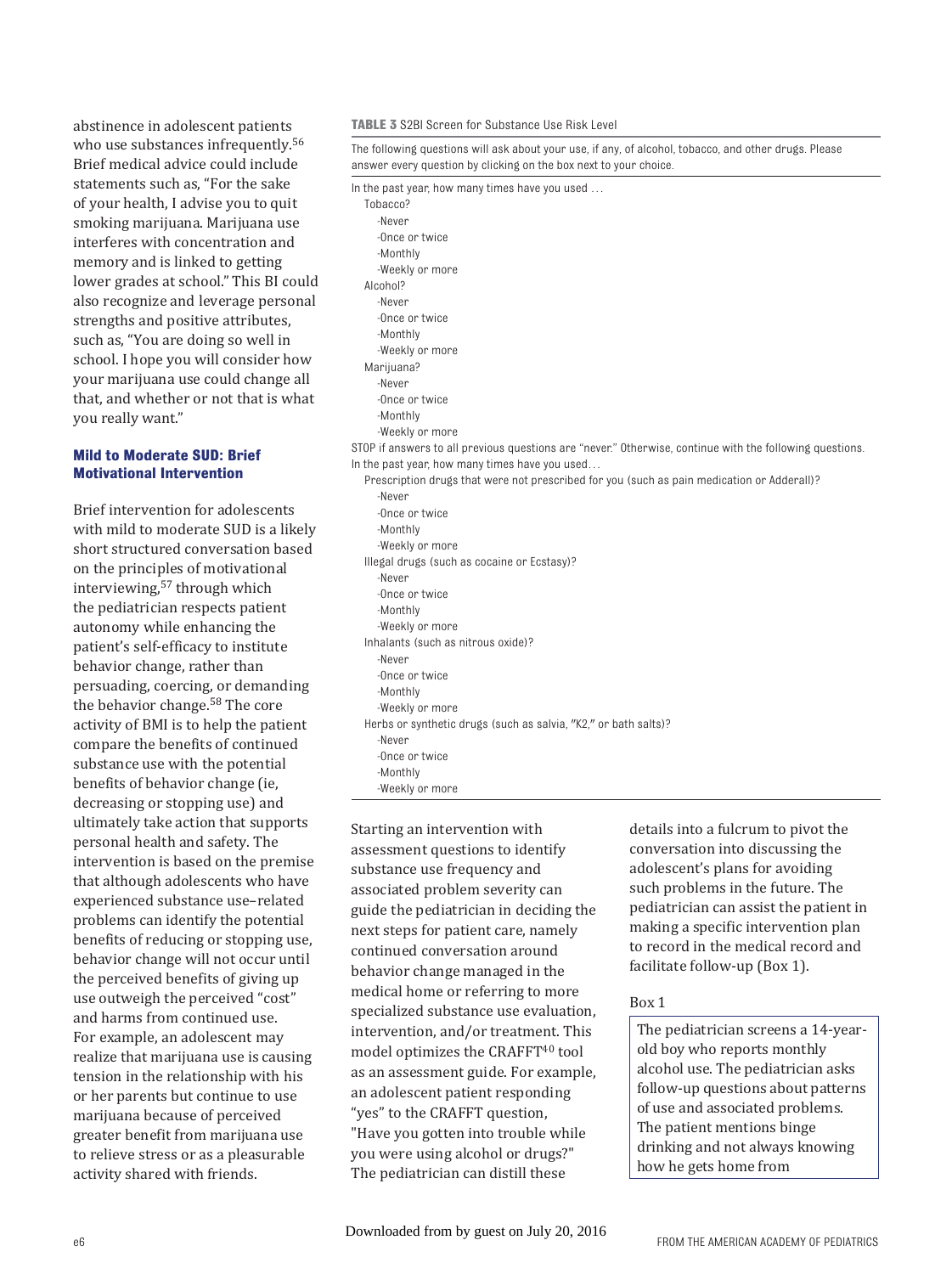abstinence in adolescent patients who use substances infrequently.[56] Brief medical advice could include statements such as, "For the sake of your health, I advise you to quit smoking marijuana. Marijuana use interferes with concentration and memory and is linked to getting lower grades at school." This BI could also recognize and leverage personal strengths and positive attributes, such as, "You are doing so well in school. I hope you will consider how your marijuana use could change all that, and whether or not that is what you really want."

### Mild to Moderate SUD: Brief Motivational Intervention

Brief intervention for adolescents with mild to moderate SUD is a likely short structured conversation based on the principles of motivational interviewing,[57] through which the pediatrician respects patient autonomy while enhancing the patient's self-efficacy to institute behavior change, rather than persuading, coercing, or demanding the behavior change.[58] The core activity of BMI is to help the patient compare the benefits of continued substance use with the potential benefits of behavior change (ie, decreasing or stopping use) and ultimately take action that supports personal health and safety. The intervention is based on the premise that although adolescents who have experienced substance use–related problems can identify the potential benefits of reducing or stopping use, behavior change will not occur until the perceived benefits of giving up use outweigh the perceived "cost" and harms from continued use. For example, an adolescent may realize that marijuana use is causing tension in the relationship with his or her parents but continue to use marijuana because of perceived greater benefit from marijuana use to relieve stress or as a pleasurable activity shared with friends.

**TABLE 3** S2BI Screen for Substance Use Risk Level

The following questions will ask about your use, if any, of alcohol, tobacco, and other drugs. Please answer every question by clicking on the box next to your choice.

In the past year, how many times have you used . . .

- Tobacco?
  - -Never
  - -Once or twice
  - -Monthly
  - -Weekly or more
- Alcohol?
  - -Never
  - -Once or twice
  - -Monthly
  - -Weekly or more
- Marijuana?
  - -Never
  - -Once or twice
  - -Monthly
  - -Weekly or more

STOP if answers to all previous questions are "never." Otherwise, continue with the following questions.

In the past year, how many times have you used…

- Prescription drugs that were not prescribed for you (such as pain medication or Adderall)?
  - -Never
  - -Once or twice
  - -Monthly
  - -Weekly or more
- Illegal drugs (such as cocaine or Ecstasy)?
  - -Never
  - -Once or twice
  - -Monthly
  - -Weekly or more
- Inhalants (such as nitrous oxide)?
  - -Never
  - -Once or twice
  - -Monthly
  - -Weekly or more
- Herbs or synthetic drugs (such as salvia, "K2," or bath salts)?
  - -Never
  - -Once or twice
  - -Monthly
  - -Weekly or more

Starting an intervention with assessment questions to identify substance use frequency and associated problem severity can guide the pediatrician in deciding the next steps for patient care, namely continued conversation around behavior change managed in the medical home or referring to more specialized substance use evaluation, intervention, and/or treatment. This model optimizes the CRAFFT[40] tool as an assessment guide. For example, an adolescent patient responding "yes" to the CRAFFT question, "Have you gotten into trouble while you were using alcohol or drugs?" The pediatrician can distill these details into a fulcrum to pivot the conversation into discussing the adolescent's plans for avoiding such problems in the future. The pediatrician can assist the patient in making a specific intervention plan to record in the medical record and facilitate follow-up (Box 1).

Box 1

> The pediatrician screens a 14-year-old boy who reports monthly alcohol use. The pediatrician asks follow-up questions about patterns of use and associated problems. The patient mentions binge drinking and not always knowing how he gets home from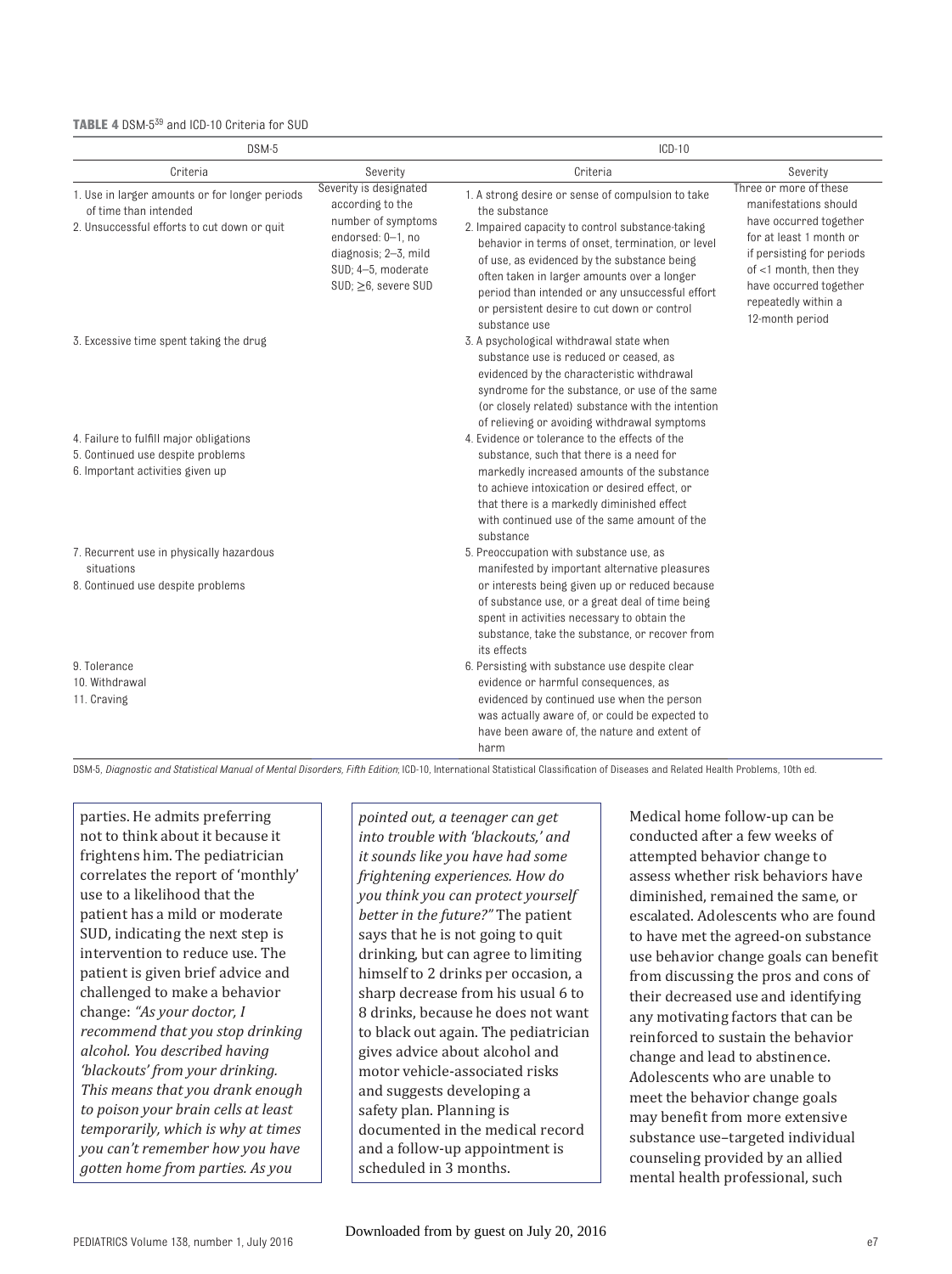**TABLE 4** DSM-5[39] and ICD-10 Criteria for SUD

| DSM-5 | | ICD-10 | |
|---|---|---|---|
| Criteria | Severity | Criteria | Severity |
| 1. Use in larger amounts or for longer periods of time than intended<br>2. Unsuccessful efforts to cut down or quit | Severity is designated according to the number of symptoms endorsed: 0–1, no diagnosis; 2–3, mild SUD; 4–5, moderate SUD; ≥6, severe SUD | 1. A strong desire or sense of compulsion to take the substance<br>2. Impaired capacity to control substance-taking behavior in terms of onset, termination, or level of use, as evidenced by the substance being often taken in larger amounts over a longer period than intended or any unsuccessful effort or persistent desire to cut down or control substance use | Three or more of these manifestations should have occurred together for at least 1 month or if persisting for periods of <1 month, then they have occurred together repeatedly within a 12-month period |
| 3. Excessive time spent taking the drug | | 3. A psychological withdrawal state when substance use is reduced or ceased, as evidenced by the characteristic withdrawal syndrome for the substance, or use of the same (or closely related) substance with the intention of relieving or avoiding withdrawal symptoms | |
| 4. Failure to fulfill major obligations<br>5. Continued use despite problems<br>6. Important activities given up | | 4. Evidence or tolerance to the effects of the substance, such that there is a need for markedly increased amounts of the substance to achieve intoxication or desired effect, or that there is a markedly diminished effect with continued use of the same amount of the substance | |
| 7. Recurrent use in physically hazardous situations<br>8. Continued use despite problems | | 5. Preoccupation with substance use, as manifested by important alternative pleasures or interests being given up or reduced because of substance use, or a great deal of time being spent in activities necessary to obtain the substance, take the substance, or recover from its effects | |
| 9. Tolerance<br>10. Withdrawal<br>11. Craving | | 6. Persisting with substance use despite clear evidence or harmful consequences, as evidenced by continued use when the person was actually aware of, or could be expected to have been aware of, the nature and extent of harm | |

DSM-5, *Diagnostic and Statistical Manual of Mental Disorders, Fifth Edition*; ICD-10, International Statistical Classification of Diseases and Related Health Problems, 10th ed.

parties. He admits preferring not to think about it because it frightens him. The pediatrician correlates the report of 'monthly' use to a likelihood that the patient has a mild or moderate SUD, indicating the next step is intervention to reduce use. The patient is given brief advice and challenged to make a behavior change: *"As your doctor, I recommend that you stop drinking alcohol. You described having 'blackouts' from your drinking. This means that you drank enough to poison your brain cells at least temporarily, which is why at times you can't remember how you have gotten home from parties. As you pointed out, a teenager can get into trouble with 'blackouts,' and it sounds like you have had some frightening experiences. How do you think you can protect yourself better in the future?"* The patient says that he is not going to quit drinking, but can agree to limiting himself to 2 drinks per occasion, a sharp decrease from his usual 6 to 8 drinks, because he does not want to black out again. The pediatrician gives advice about alcohol and motor vehicle-associated risks and suggests developing a safety plan. Planning is documented in the medical record and a follow-up appointment is scheduled in 3 months.

Medical home follow-up can be conducted after a few weeks of attempted behavior change to assess whether risk behaviors have diminished, remained the same, or escalated. Adolescents who are found to have met the agreed-on substance use behavior change goals can benefit from discussing the pros and cons of their decreased use and identifying any motivating factors that can be reinforced to sustain the behavior change and lead to abstinence. Adolescents who are unable to meet the behavior change goals may benefit from more extensive substance use–targeted individual counseling provided by an allied mental health professional, such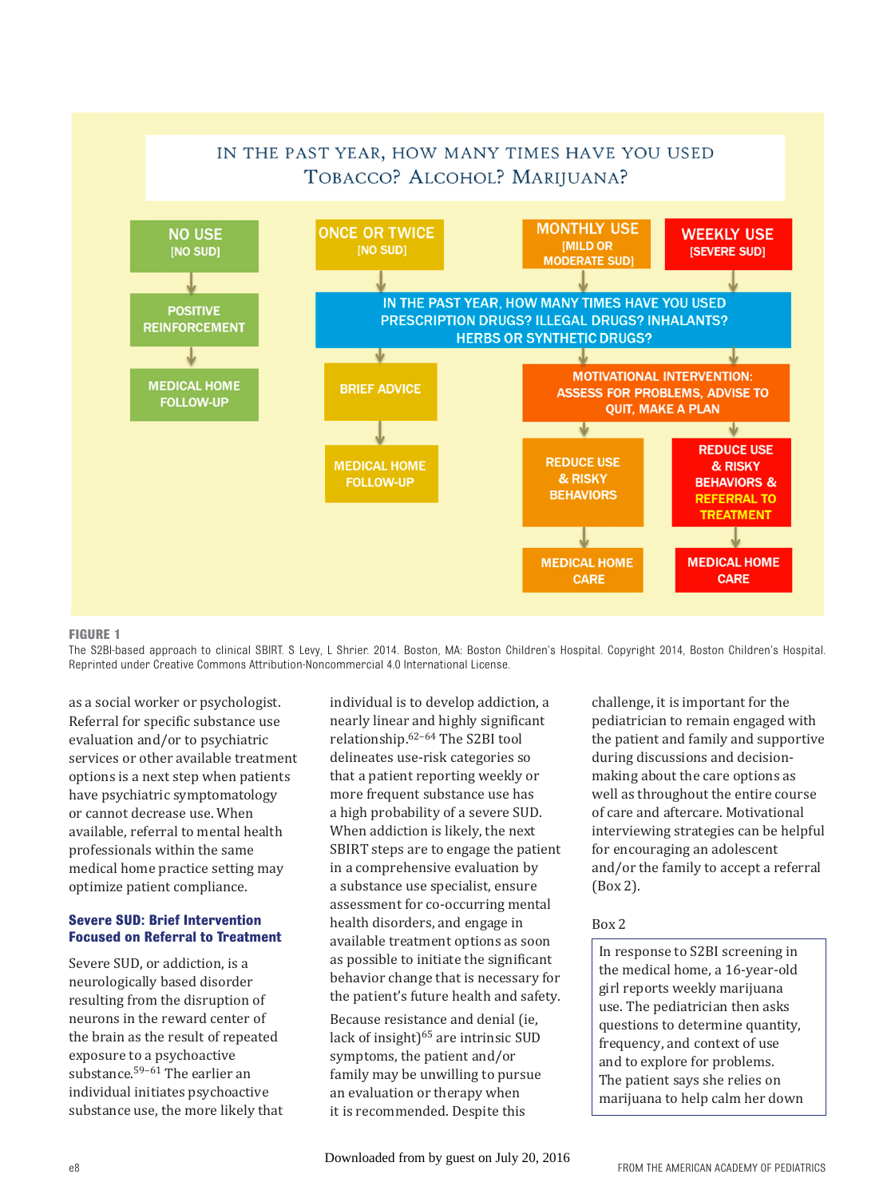IN THE PAST YEAR, HOW MANY TIMES HAVE YOU USED TOBACCO? ALCOHOL? MARIJUANA?

- **NO USE** [NO SUD] → POSITIVE REINFORCEMENT → MEDICAL HOME FOLLOW-UP
- **ONCE OR TWICE** [NO SUD] → IN THE PAST YEAR, HOW MANY TIMES HAVE YOU USED PRESCRIPTION DRUGS? ILLEGAL DRUGS? INHALANTS? HERBS OR SYNTHETIC DRUGS? → BRIEF ADVICE → MEDICAL HOME FOLLOW-UP
- **MONTHLY USE** [MILD OR MODERATE SUD] → IN THE PAST YEAR, HOW MANY TIMES HAVE YOU USED PRESCRIPTION DRUGS? ILLEGAL DRUGS? INHALANTS? HERBS OR SYNTHETIC DRUGS? → MOTIVATIONAL INTERVENTION: ASSESS FOR PROBLEMS, ADVISE TO QUIT, MAKE A PLAN → REDUCE USE & RISKY BEHAVIORS → MEDICAL HOME CARE
- **WEEKLY USE** [SEVERE SUD] → IN THE PAST YEAR, HOW MANY TIMES HAVE YOU USED PRESCRIPTION DRUGS? ILLEGAL DRUGS? INHALANTS? HERBS OR SYNTHETIC DRUGS? → MOTIVATIONAL INTERVENTION: ASSESS FOR PROBLEMS, ADVISE TO QUIT, MAKE A PLAN → REDUCE USE & RISKY BEHAVIORS & REFERRAL TO TREATMENT → MEDICAL HOME CARE

**FIGURE 1**
The S2BI-based approach to clinical SBIRT. S Levy, L Shrier. 2014. Boston, MA: Boston Children's Hospital. Copyright 2014, Boston Children's Hospital. Reprinted under Creative Commons Attribution-Noncommercial 4.0 International License.

as a social worker or psychologist. Referral for specific substance use evaluation and/or to psychiatric services or other available treatment options is a next step when patients have psychiatric symptomatology or cannot decrease use. When available, referral to mental health professionals within the same medical home practice setting may optimize patient compliance.

### Severe SUD: Brief Intervention Focused on Referral to Treatment

Severe SUD, or addiction, is a neurologically based disorder resulting from the disruption of neurons in the reward center of the brain as the result of repeated exposure to a psychoactive substance.[59–61] The earlier an individual initiates psychoactive substance use, the more likely that individual is to develop addiction, a nearly linear and highly significant relationship.[62–64] The S2BI tool delineates use-risk categories so that a patient reporting weekly or more frequent substance use has a high probability of a severe SUD. When addiction is likely, the next SBIRT steps are to engage the patient in a comprehensive evaluation by a substance use specialist, ensure assessment for co-occurring mental health disorders, and engage in available treatment options as soon as possible to initiate the significant behavior change that is necessary for the patient's future health and safety.

Because resistance and denial (ie, lack of insight)[65] are intrinsic SUD symptoms, the patient and/or family may be unwilling to pursue an evaluation or therapy when it is recommended. Despite this challenge, it is important for the pediatrician to remain engaged with the patient and family and supportive during discussions and decision-making about the care options as well as throughout the entire course of care and aftercare. Motivational interviewing strategies can be helpful for encouraging an adolescent and/or the family to accept a referral (Box 2).

Box 2

> In response to S2BI screening in the medical home, a 16-year-old girl reports weekly marijuana use. The pediatrician then asks questions to determine quantity, frequency, and context of use and to explore for problems. The patient says she relies on marijuana to help calm her down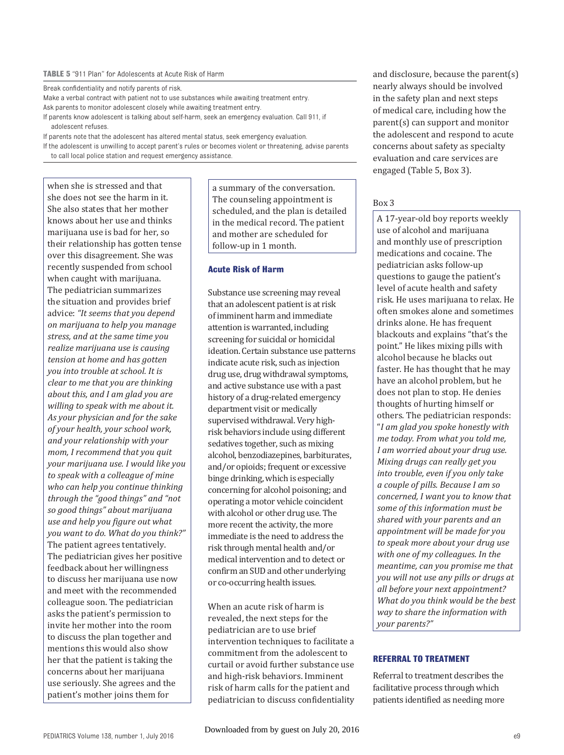**TABLE 5** "911 Plan" for Adolescents at Acute Risk of Harm

Break confidentiality and notify parents of risk.

Make a verbal contract with patient not to use substances while awaiting treatment entry.

Ask parents to monitor adolescent closely while awaiting treatment entry.

If parents know adolescent is talking about self-harm, seek an emergency evaluation. Call 911, if adolescent refuses.

If parents note that the adolescent has altered mental status, seek emergency evaluation.

If the adolescent is unwilling to accept parent's rules or becomes violent or threatening, advise parents to call local police station and request emergency assistance.

when she is stressed and that she does not see the harm in it. She also states that her mother knows about her use and thinks marijuana use is bad for her, so their relationship has gotten tense over this disagreement. She was recently suspended from school when caught with marijuana. The pediatrician summarizes the situation and provides brief advice: *"It seems that you depend on marijuana to help you manage stress, and at the same time you realize marijuana use is causing tension at home and has gotten you into trouble at school. It is clear to me that you are thinking about this, and I am glad you are willing to speak with me about it. As your physician and for the sake of your health, your school work, and your relationship with your mom, I recommend that you quit your marijuana use. I would like you to speak with a colleague of mine who can help you continue thinking through the "good things" and "not so good things" about marijuana use and help you figure out what you want to do. What do you think?"* The patient agrees tentatively. The pediatrician gives her positive feedback about her willingness to discuss her marijuana use now and meet with the recommended colleague soon. The pediatrician asks the patient's permission to invite her mother into the room to discuss the plan together and mentions this would also show her that the patient is taking the concerns about her marijuana use seriously. She agrees and the patient's mother joins them for a summary of the conversation. The counseling appointment is scheduled, and the plan is detailed in the medical record. The patient and mother are scheduled for follow-up in 1 month.

### Acute Risk of Harm

Substance use screening may reveal that an adolescent patient is at risk of imminent harm and immediate attention is warranted, including screening for suicidal or homicidal ideation. Certain substance use patterns indicate acute risk, such as injection drug use, drug withdrawal symptoms, and active substance use with a past history of a drug-related emergency department visit or medically supervised withdrawal. Very high-risk behaviors include using different sedatives together, such as mixing alcohol, benzodiazepines, barbiturates, and/or opioids; frequent or excessive binge drinking, which is especially concerning for alcohol poisoning; and operating a motor vehicle coincident with alcohol or other drug use. The more recent the activity, the more immediate is the need to address the risk through mental health and/or medical intervention and to detect or confirm an SUD and other underlying or co-occurring health issues.

When an acute risk of harm is revealed, the next steps for the pediatrician are to use brief intervention techniques to facilitate a commitment from the adolescent to curtail or avoid further substance use and high-risk behaviors. Imminent risk of harm calls for the patient and pediatrician to discuss confidentiality and disclosure, because the parent(s) nearly always should be involved in the safety plan and next steps of medical care, including how the parent(s) can support and monitor the adolescent and respond to acute concerns about safety as specialty evaluation and care services are engaged (Table 5, Box 3).

Box 3

A 17-year-old boy reports weekly use of alcohol and marijuana and monthly use of prescription medications and cocaine. The pediatrician asks follow-up questions to gauge the patient's level of acute health and safety risk. He uses marijuana to relax. He often smokes alone and sometimes drinks alone. He has frequent blackouts and explains "that's the point." He likes mixing pills with alcohol because he blacks out faster. He has thought that he may have an alcohol problem, but he does not plan to stop. He denies thoughts of hurting himself or others. The pediatrician responds: "*I am glad you spoke honestly with me today. From what you told me, I am worried about your drug use. Mixing drugs can really get you into trouble, even if you only take a couple of pills. Because I am so concerned, I want you to know that some of this information must be shared with your parents and an appointment will be made for you to speak more about your drug use with one of my colleagues. In the meantime, can you promise me that you will not use any pills or drugs at all before your next appointment? What do you think would be the best way to share the information with your parents?*"

## REFERRAL TO TREATMENT

Referral to treatment describes the facilitative process through which patients identified as needing more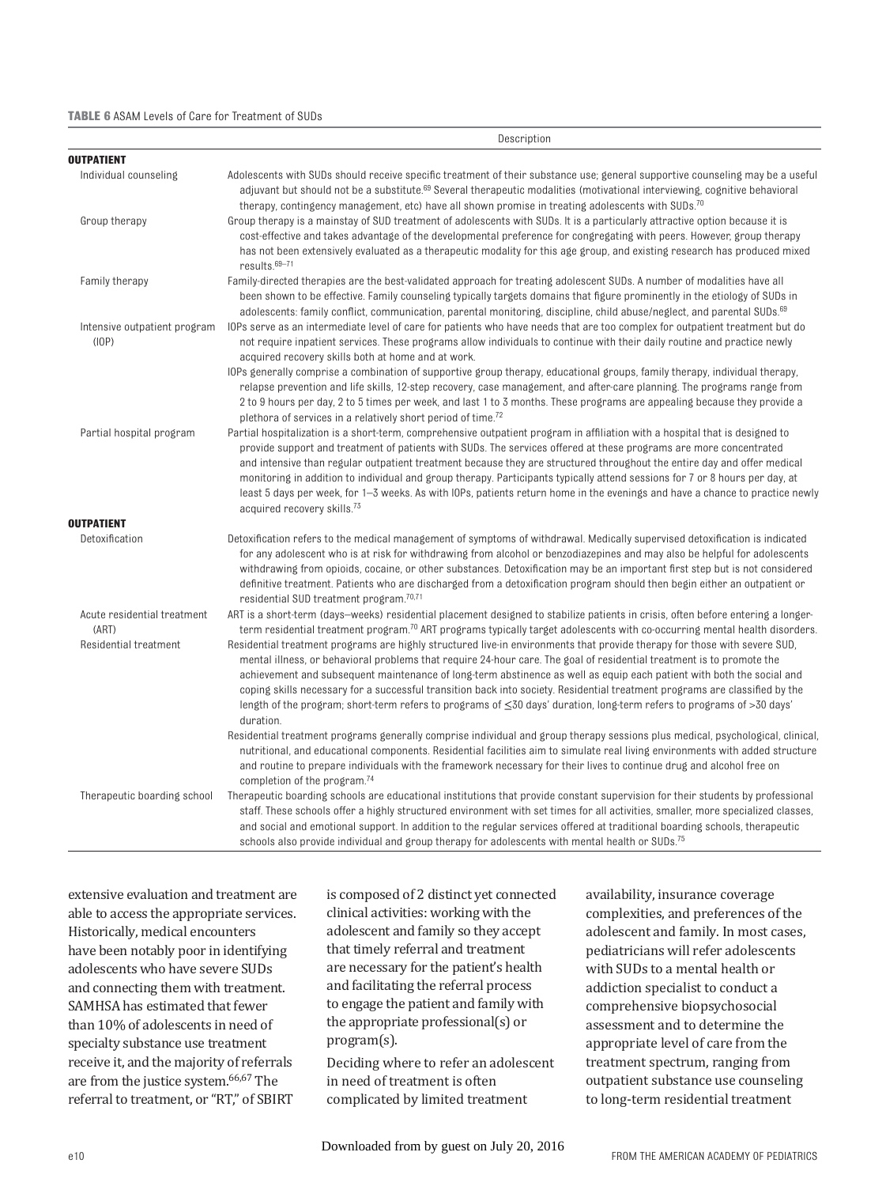**TABLE 6** ASAM Levels of Care for Treatment of SUDs

| | Description |
|---|---|
| **OUTPATIENT** | |
| Individual counseling | Adolescents with SUDs should receive specific treatment of their substance use; general supportive counseling may be a useful adjuvant but should not be a substitute.[69] Several therapeutic modalities (motivational interviewing, cognitive behavioral therapy, contingency management, etc) have all shown promise in treating adolescents with SUDs.[70] |
| Group therapy | Group therapy is a mainstay of SUD treatment of adolescents with SUDs. It is a particularly attractive option because it is cost-effective and takes advantage of the developmental preference for congregating with peers. However, group therapy has not been extensively evaluated as a therapeutic modality for this age group, and existing research has produced mixed results.[69–71] |
| Family therapy | Family-directed therapies are the best-validated approach for treating adolescent SUDs. A number of modalities have all been shown to be effective. Family counseling typically targets domains that figure prominently in the etiology of SUDs in adolescents: family conflict, communication, parental monitoring, discipline, child abuse/neglect, and parental SUDs.[69] |
| Intensive outpatient program (IOP) | IOPs serve as an intermediate level of care for patients who have needs that are too complex for outpatient treatment but do not require inpatient services. These programs allow individuals to continue with their daily routine and practice newly acquired recovery skills both at home and at work. IOPs generally comprise a combination of supportive group therapy, educational groups, family therapy, individual therapy, relapse prevention and life skills, 12-step recovery, case management, and after-care planning. The programs range from 2 to 9 hours per day, 2 to 5 times per week, and last 1 to 3 months. These programs are appealing because they provide a plethora of services in a relatively short period of time.[72] |
| Partial hospital program | Partial hospitalization is a short-term, comprehensive outpatient program in affiliation with a hospital that is designed to provide support and treatment of patients with SUDs. The services offered at these programs are more concentrated and intensive than regular outpatient treatment because they are structured throughout the entire day and offer medical monitoring in addition to individual and group therapy. Participants typically attend sessions for 7 or 8 hours per day, at least 5 days per week, for 1–3 weeks. As with IOPs, patients return home in the evenings and have a chance to practice newly acquired recovery skills.[73] |
| **OUTPATIENT** | |
| Detoxification | Detoxification refers to the medical management of symptoms of withdrawal. Medically supervised detoxification is indicated for any adolescent who is at risk for withdrawing from alcohol or benzodiazepines and may also be helpful for adolescents withdrawing from opioids, cocaine, or other substances. Detoxification may be an important first step but is not considered definitive treatment. Patients who are discharged from a detoxification program should then begin either an outpatient or residential SUD treatment program.[70,71] |
| Acute residential treatment (ART) | ART is a short-term (days–weeks) residential placement designed to stabilize patients in crisis, often before entering a longer-term residential treatment program.[70] ART programs typically target adolescents with co-occurring mental health disorders. |
| Residential treatment | Residential treatment programs are highly structured live-in environments that provide therapy for those with severe SUD, mental illness, or behavioral problems that require 24-hour care. The goal of residential treatment is to promote the achievement and subsequent maintenance of long-term abstinence as well as equip each patient with both the social and coping skills necessary for a successful transition back into society. Residential treatment programs are classified by the length of the program; short-term refers to programs of ≤30 days' duration, long-term refers to programs of >30 days' duration. Residential treatment programs generally comprise individual and group therapy sessions plus medical, psychological, clinical, nutritional, and educational components. Residential facilities aim to simulate real living environments with added structure and routine to prepare individuals with the framework necessary for their lives to continue drug and alcohol free on completion of the program.[74] |
| Therapeutic boarding school | Therapeutic boarding schools are educational institutions that provide constant supervision for their students by professional staff. These schools offer a highly structured environment with set times for all activities, smaller, more specialized classes, and social and emotional support. In addition to the regular services offered at traditional boarding schools, therapeutic schools also provide individual and group therapy for adolescents with mental health or SUDs.[75] |

extensive evaluation and treatment are able to access the appropriate services. Historically, medical encounters have been notably poor in identifying adolescents who have severe SUDs and connecting them with treatment. SAMHSA has estimated that fewer than 10% of adolescents in need of specialty substance use treatment receive it, and the majority of referrals are from the justice system.[66,67] The referral to treatment, or "RT," of SBIRT is composed of 2 distinct yet connected clinical activities: working with the adolescent and family so they accept that timely referral and treatment are necessary for the patient's health and facilitating the referral process to engage the patient and family with the appropriate professional(s) or program(s).

Deciding where to refer an adolescent in need of treatment is often complicated by limited treatment availability, insurance coverage complexities, and preferences of the adolescent and family. In most cases, pediatricians will refer adolescents with SUDs to a mental health or addiction specialist to conduct a comprehensive biopsychosocial assessment and to determine the appropriate level of care from the treatment spectrum, ranging from outpatient substance use counseling to long-term residential treatment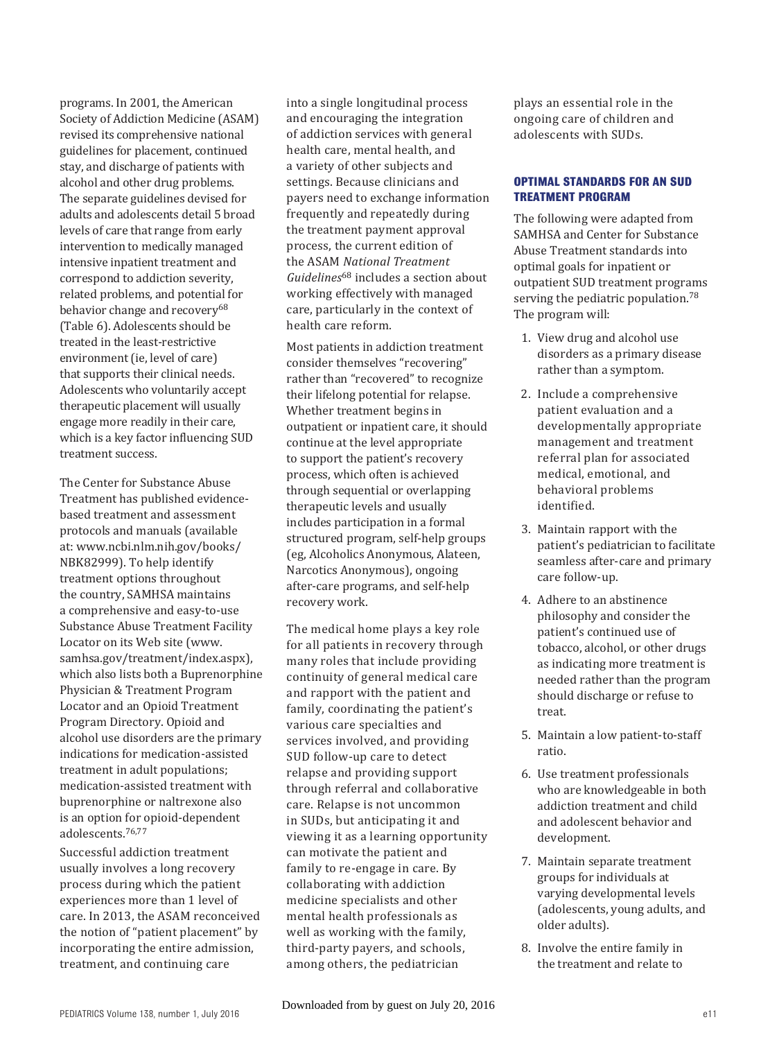programs. In 2001, the American Society of Addiction Medicine (ASAM) revised its comprehensive national guidelines for placement, continued stay, and discharge of patients with alcohol and other drug problems. The separate guidelines devised for adults and adolescents detail 5 broad levels of care that range from early intervention to medically managed intensive inpatient treatment and correspond to addiction severity, related problems, and potential for behavior change and recovery[68] (Table 6). Adolescents should be treated in the least-restrictive environment (ie, level of care) that supports their clinical needs. Adolescents who voluntarily accept therapeutic placement will usually engage more readily in their care, which is a key factor influencing SUD treatment success.

The Center for Substance Abuse Treatment has published evidence-based treatment and assessment protocols and manuals (available at: www.ncbi.nlm.nih.gov/books/NBK82999). To help identify treatment options throughout the country, SAMHSA maintains a comprehensive and easy-to-use Substance Abuse Treatment Facility Locator on its Web site (www.samhsa.gov/treatment/index.aspx), which also lists both a Buprenorphine Physician & Treatment Program Locator and an Opioid Treatment Program Directory. Opioid and alcohol use disorders are the primary indications for medication-assisted treatment in adult populations; medication-assisted treatment with buprenorphine or naltrexone also is an option for opioid-dependent adolescents.[76,77]

Successful addiction treatment usually involves a long recovery process during which the patient experiences more than 1 level of care. In 2013, the ASAM reconceived the notion of "patient placement" by incorporating the entire admission, treatment, and continuing care into a single longitudinal process and encouraging the integration of addiction services with general health care, mental health, and a variety of other subjects and settings. Because clinicians and payers need to exchange information frequently and repeatedly during the treatment payment approval process, the current edition of the ASAM *National Treatment Guidelines*[68] includes a section about working effectively with managed care, particularly in the context of health care reform.

Most patients in addiction treatment consider themselves "recovering" rather than "recovered" to recognize their lifelong potential for relapse. Whether treatment begins in outpatient or inpatient care, it should continue at the level appropriate to support the patient's recovery process, which often is achieved through sequential or overlapping therapeutic levels and usually includes participation in a formal structured program, self-help groups (eg, Alcoholics Anonymous, Alateen, Narcotics Anonymous), ongoing after-care programs, and self-help recovery work.

The medical home plays a key role for all patients in recovery through many roles that include providing continuity of general medical care and rapport with the patient and family, coordinating the patient's various care specialties and services involved, and providing SUD follow-up care to detect relapse and providing support through referral and collaborative care. Relapse is not uncommon in SUDs, but anticipating it and viewing it as a learning opportunity can motivate the patient and family to re-engage in care. By collaborating with addiction medicine specialists and other mental health professionals as well as working with the family, third-party payers, and schools, among others, the pediatrician plays an essential role in the ongoing care of children and adolescents with SUDs.

## OPTIMAL STANDARDS FOR AN SUD TREATMENT PROGRAM

The following were adapted from SAMHSA and Center for Substance Abuse Treatment standards into optimal goals for inpatient or outpatient SUD treatment programs serving the pediatric population.[78] The program will:

1. View drug and alcohol use disorders as a primary disease rather than a symptom.
2. Include a comprehensive patient evaluation and a developmentally appropriate management and treatment referral plan for associated medical, emotional, and behavioral problems identified.
3. Maintain rapport with the patient's pediatrician to facilitate seamless after-care and primary care follow-up.
4. Adhere to an abstinence philosophy and consider the patient's continued use of tobacco, alcohol, or other drugs as indicating more treatment is needed rather than the program should discharge or refuse to treat.
5. Maintain a low patient-to-staff ratio.
6. Use treatment professionals who are knowledgeable in both addiction treatment and child and adolescent behavior and development.
7. Maintain separate treatment groups for individuals at varying developmental levels (adolescents, young adults, and older adults).
8. Involve the entire family in the treatment and relate to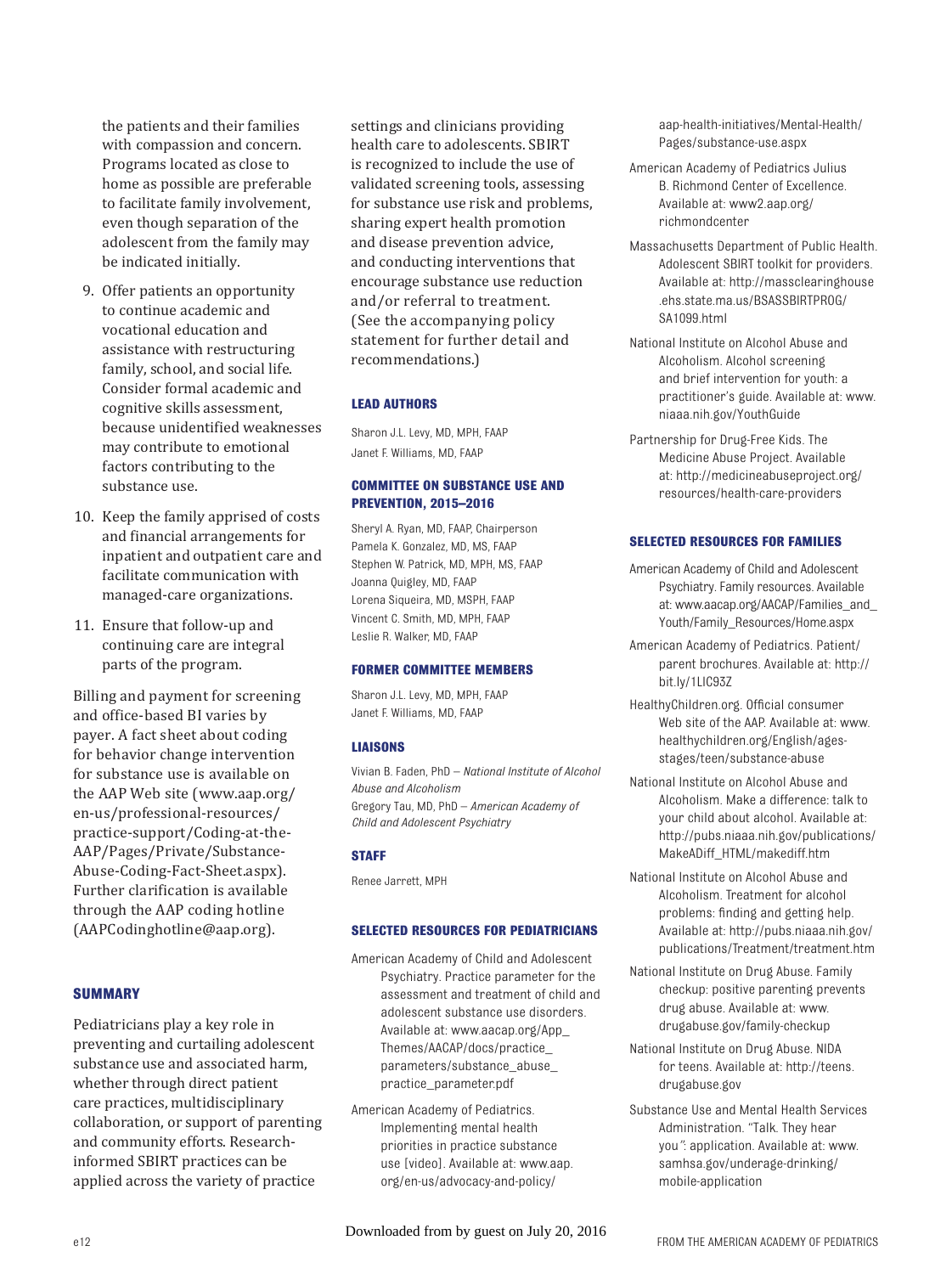the patients and their families with compassion and concern. Programs located as close to home as possible are preferable to facilitate family involvement, even though separation of the adolescent from the family may be indicated initially.

9. Offer patients an opportunity to continue academic and vocational education and assistance with restructuring family, school, and social life. Consider formal academic and cognitive skills assessment, because unidentified weaknesses may contribute to emotional factors contributing to the substance use.
10. Keep the family apprised of costs and financial arrangements for inpatient and outpatient care and facilitate communication with managed-care organizations.
11. Ensure that follow-up and continuing care are integral parts of the program.

Billing and payment for screening and office-based BI varies by payer. A fact sheet about coding for behavior change intervention for substance use is available on the AAP Web site (www.aap.org/en-us/professional-resources/practice-support/Coding-at-the-AAP/Pages/Private/Substance-Abuse-Coding-Fact-Sheet.aspx). Further clarification is available through the AAP coding hotline (AAPCodinghotline@aap.org).

## SUMMARY

Pediatricians play a key role in preventing and curtailing adolescent substance use and associated harm, whether through direct patient care practices, multidisciplinary collaboration, or support of parenting and community efforts. Research-informed SBIRT practices can be applied across the variety of practice settings and clinicians providing health care to adolescents. SBIRT is recognized to include the use of validated screening tools, assessing for substance use risk and problems, sharing expert health promotion and disease prevention advice, and conducting interventions that encourage substance use reduction and/or referral to treatment. (See the accompanying policy statement for further detail and recommendations.)

## LEAD AUTHORS

Sharon J.L. Levy, MD, MPH, FAAP
Janet F. Williams, MD, FAAP

## COMMITTEE ON SUBSTANCE USE AND PREVENTION, 2015–2016

Sheryl A. Ryan, MD, FAAP, Chairperson
Pamela K. Gonzalez, MD, MS, FAAP
Stephen W. Patrick, MD, MPH, MS, FAAP
Joanna Quigley, MD, FAAP
Lorena Siqueira, MD, MSPH, FAAP
Vincent C. Smith, MD, MPH, FAAP
Leslie R. Walker, MD, FAAP

## FORMER COMMITTEE MEMBERS

Sharon J.L. Levy, MD, MPH, FAAP
Janet F. Williams, MD, FAAP

## LIAISONS

Vivian B. Faden, PhD – *National Institute of Alcohol Abuse and Alcoholism*
Gregory Tau, MD, PhD – *American Academy of Child and Adolescent Psychiatry*

## STAFF

Renee Jarrett, MPH

## SELECTED RESOURCES FOR PEDIATRICIANS

American Academy of Child and Adolescent Psychiatry. Practice parameter for the assessment and treatment of child and adolescent substance use disorders. Available at: www.aacap.org/App_Themes/AACAP/docs/practice_parameters/substance_abuse_practice_parameter.pdf

American Academy of Pediatrics. Implementing mental health priorities in practice substance use [video]. Available at: www.aap.org/en-us/advocacy-and-policy/aap-health-initiatives/Mental-Health/Pages/substance-use.aspx

American Academy of Pediatrics Julius B. Richmond Center of Excellence. Available at: www2.aap.org/richmondcenter

Massachusetts Department of Public Health. Adolescent SBIRT toolkit for providers. Available at: http://massclearinghouse.ehs.state.ma.us/BSASSBIRTPROG/SA1099.html

National Institute on Alcohol Abuse and Alcoholism. Alcohol screening and brief intervention for youth: a practitioner's guide. Available at: www.niaaa.nih.gov/YouthGuide

Partnership for Drug-Free Kids. The Medicine Abuse Project. Available at: http://medicineabuseproject.org/resources/health-care-providers

## SELECTED RESOURCES FOR FAMILIES

American Academy of Child and Adolescent Psychiatry. Family resources. Available at: www.aacap.org/AACAP/Families_and_Youth/Family_Resources/Home.aspx

American Academy of Pediatrics. Patient/parent brochures. Available at: http://bit.ly/1LIC93Z

HealthyChildren.org. Official consumer Web site of the AAP. Available at: www.healthychildren.org/English/ages-stages/teen/substance-abuse

National Institute on Alcohol Abuse and Alcoholism. Make a difference: talk to your child about alcohol. Available at: http://pubs.niaaa.nih.gov/publications/MakeADiff_HTML/makediff.htm

National Institute on Alcohol Abuse and Alcoholism. Treatment for alcohol problems: finding and getting help. Available at: http://pubs.niaaa.nih.gov/publications/Treatment/treatment.htm

National Institute on Drug Abuse. Family checkup: positive parenting prevents drug abuse. Available at: www.drugabuse.gov/family-checkup

National Institute on Drug Abuse. NIDA for teens. Available at: http://teens.drugabuse.gov

Substance Use and Mental Health Services Administration. "Talk. They hear you": application. Available at: www.samhsa.gov/underage-drinking/mobile-application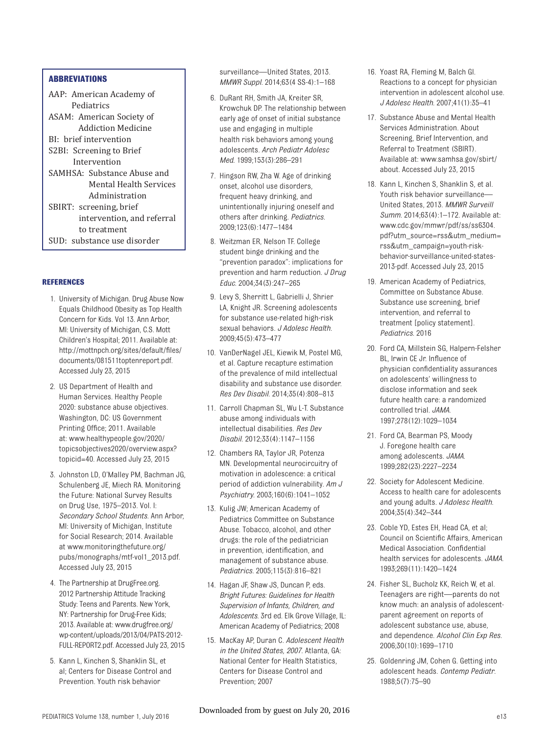## ABBREVIATIONS

AAP: American Academy of Pediatrics
ASAM: American Society of Addiction Medicine
BI: brief intervention
S2BI: Screening to Brief Intervention
SAMHSA: Substance Abuse and Mental Health Services Administration
SBIRT: screening, brief intervention, and referral to treatment
SUD: substance use disorder

## REFERENCES

1. University of Michigan. Drug Abuse Now Equals Childhood Obesity as Top Health Concern for Kids. Vol 13. Ann Arbor, MI: University of Michigan, C.S. Mott Children's Hospital; 2011. Available at: http://mottnpch.org/sites/default/files/documents/081511toptenreport.pdf. Accessed July 23, 2015
2. US Department of Health and Human Services. Healthy People 2020: substance abuse objectives. Washington, DC: US Government Printing Office; 2011. Available at: www.healthypeople.gov/2020/topicsobjectives2020/overview.aspx?topicid=40. Accessed July 23, 2015
3. Johnston LD, O'Malley PM, Bachman JG, Schulenberg JE, Miech RA. Monitoring the Future: National Survey Results on Drug Use, 1975–2013. Vol. I: *Secondary School Students*. Ann Arbor, MI: University of Michigan, Institute for Social Research; 2014. Available at www.monitoringthefuture.org/pubs/monographs/mtf-vol1_2013.pdf. Accessed July 23, 2015
4. The Partnership at DrugFree.org. 2012 Partnership Attitude Tracking Study: Teens and Parents. New York, NY: Partnership for Drug-Free Kids; 2013. Available at: www.drugfree.org/wp-content/uploads/2013/04/PATS-2012-FULL-REPORT2.pdf. Accessed July 23, 2015
5. Kann L, Kinchen S, Shanklin SL, et al; Centers for Disease Control and Prevention. Youth risk behavior surveillance—United States, 2013. *MMWR Suppl*. 2014;63(4 SS-4):1–168
6. DuRant RH, Smith JA, Kreiter SR, Krowchuk DP. The relationship between early age of onset of initial substance use and engaging in multiple health risk behaviors among young adolescents. *Arch Pediatr Adolesc Med*. 1999;153(3):286–291
7. Hingson RW, Zha W. Age of drinking onset, alcohol use disorders, frequent heavy drinking, and unintentionally injuring oneself and others after drinking. *Pediatrics*. 2009;123(6):1477–1484
8. Weitzman ER, Nelson TF. College student binge drinking and the "prevention paradox": implications for prevention and harm reduction. *J Drug Educ*. 2004;34(3):247–265
9. Levy S, Sherritt L, Gabrielli J, Shrier LA, Knight JR. Screening adolescents for substance use-related high-risk sexual behaviors. *J Adolesc Health*. 2009;45(5):473–477
10. VanDerNagel JEL, Kiewik M, Postel MG, et al. Capture recapture estimation of the prevalence of mild intellectual disability and substance use disorder. *Res Dev Disabil*. 2014;35(4):808–813
11. Carroll Chapman SL, Wu L-T. Substance abuse among individuals with intellectual disabilities. *Res Dev Disabil*. 2012;33(4):1147–1156
12. Chambers RA, Taylor JR, Potenza MN. Developmental neurocircuitry of motivation in adolescence: a critical period of addiction vulnerability. *Am J Psychiatry*. 2003;160(6):1041–1052
13. Kulig JW; American Academy of Pediatrics Committee on Substance Abuse. Tobacco, alcohol, and other drugs: the role of the pediatrician in prevention, identification, and management of substance abuse. *Pediatrics*. 2005;115(3):816–821
14. Hagan JF, Shaw JS, Duncan P, eds. *Bright Futures: Guidelines for Health Supervision of Infants, Children, and Adolescents*. 3rd ed. Elk Grove Village, IL: American Academy of Pediatrics; 2008
15. MacKay AP, Duran C. *Adolescent Health in the United States, 2007*. Atlanta, GA: National Center for Health Statistics, Centers for Disease Control and Prevention; 2007
16. Yoast RA, Fleming M, Balch GI. Reactions to a concept for physician intervention in adolescent alcohol use. *J Adolesc Health*. 2007;41(1):35–41
17. Substance Abuse and Mental Health Services Administration. About Screening, Brief Intervention, and Referral to Treatment (SBIRT). Available at: www.samhsa.gov/sbirt/about. Accessed July 23, 2015
18. Kann L, Kinchen S, Shanklin S, et al. Youth risk behavior surveillance—United States, 2013. *MMWR Surveill Summ*. 2014;63(4):1–172. Available at: www.cdc.gov/mmwr/pdf/ss/ss6304.pdf?utm_source=rss&utm_medium=rss&utm_campaign=youth-risk-behavior-surveillance-united-states-2013-pdf. Accessed July 23, 2015
19. American Academy of Pediatrics, Committee on Substance Abuse. Substance use screening, brief intervention, and referral to treatment [policy statement]. *Pediatrics*. 2016
20. Ford CA, Millstein SG, Halpern-Felsher BL, Irwin CE Jr. Influence of physician confidentiality assurances on adolescents' willingness to disclose information and seek future health care: a randomized controlled trial. *JAMA*. 1997;278(12):1029–1034
21. Ford CA, Bearman PS, Moody J. Foregone health care among adolescents. *JAMA*. 1999;282(23):2227–2234
22. Society for Adolescent Medicine. Access to health care for adolescents and young adults. *J Adolesc Health*. 2004;35(4):342–344
23. Coble YD, Estes EH, Head CA, et al; Council on Scientific Affairs, American Medical Association. Confidential health services for adolescents. *JAMA*. 1993;269(11):1420–1424
24. Fisher SL, Bucholz KK, Reich W, et al. Teenagers are right—parents do not know much: an analysis of adolescent-parent agreement on reports of adolescent substance use, abuse, and dependence. *Alcohol Clin Exp Res*. 2006;30(10):1699–1710
25. Goldenring JM, Cohen G. Getting into adolescent heads. *Contemp Pediatr*. 1988;5(7):75–90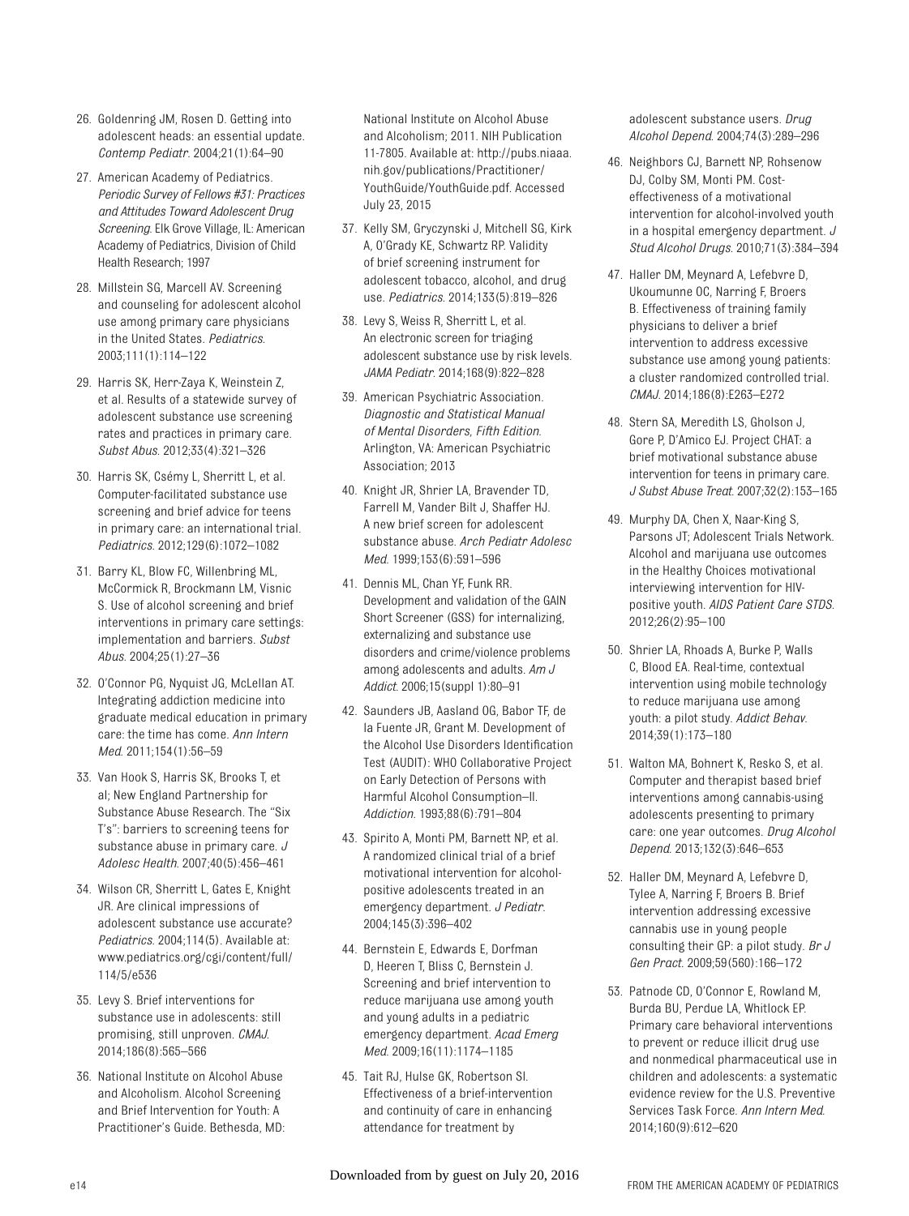26. Goldenring JM, Rosen D. Getting into adolescent heads: an essential update. *Contemp Pediatr*. 2004;21(1):64–90
27. American Academy of Pediatrics. *Periodic Survey of Fellows #31: Practices and Attitudes Toward Adolescent Drug Screening*. Elk Grove Village, IL: American Academy of Pediatrics, Division of Child Health Research; 1997
28. Millstein SG, Marcell AV. Screening and counseling for adolescent alcohol use among primary care physicians in the United States. *Pediatrics*. 2003;111(1):114–122
29. Harris SK, Herr-Zaya K, Weinstein Z, et al. Results of a statewide survey of adolescent substance use screening rates and practices in primary care. *Subst Abus*. 2012;33(4):321–326
30. Harris SK, Csémy L, Sherritt L, et al. Computer-facilitated substance use screening and brief advice for teens in primary care: an international trial. *Pediatrics*. 2012;129(6):1072–1082
31. Barry KL, Blow FC, Willenbring ML, McCormick R, Brockmann LM, Visnic S. Use of alcohol screening and brief interventions in primary care settings: implementation and barriers. *Subst Abus*. 2004;25(1):27–36
32. O'Connor PG, Nyquist JG, McLellan AT. Integrating addiction medicine into graduate medical education in primary care: the time has come. *Ann Intern Med*. 2011;154(1):56–59
33. Van Hook S, Harris SK, Brooks T, et al; New England Partnership for Substance Abuse Research. The "Six T's": barriers to screening teens for substance abuse in primary care. *J Adolesc Health*. 2007;40(5):456–461
34. Wilson CR, Sherritt L, Gates E, Knight JR. Are clinical impressions of adolescent substance use accurate? *Pediatrics*. 2004;114(5). Available at: www.pediatrics.org/cgi/content/full/114/5/e536
35. Levy S. Brief interventions for substance use in adolescents: still promising, still unproven. *CMAJ*. 2014;186(8):565–566
36. National Institute on Alcohol Abuse and Alcoholism. Alcohol Screening and Brief Intervention for Youth: A Practitioner's Guide. Bethesda, MD: National Institute on Alcohol Abuse and Alcoholism; 2011. NIH Publication 11-7805. Available at: http://pubs.niaaa.nih.gov/publications/Practitioner/YouthGuide/YouthGuide.pdf. Accessed July 23, 2015
37. Kelly SM, Gryczynski J, Mitchell SG, Kirk A, O'Grady KE, Schwartz RP. Validity of brief screening instrument for adolescent tobacco, alcohol, and drug use. *Pediatrics*. 2014;133(5):819–826
38. Levy S, Weiss R, Sherritt L, et al. An electronic screen for triaging adolescent substance use by risk levels. *JAMA Pediatr*. 2014;168(9):822–828
39. American Psychiatric Association. *Diagnostic and Statistical Manual of Mental Disorders, Fifth Edition*. Arlington, VA: American Psychiatric Association; 2013
40. Knight JR, Shrier LA, Bravender TD, Farrell M, Vander Bilt J, Shaffer HJ. A new brief screen for adolescent substance abuse. *Arch Pediatr Adolesc Med*. 1999;153(6):591–596
41. Dennis ML, Chan YF, Funk RR. Development and validation of the GAIN Short Screener (GSS) for internalizing, externalizing and substance use disorders and crime/violence problems among adolescents and adults. *Am J Addict*. 2006;15(suppl 1):80–91
42. Saunders JB, Aasland OG, Babor TF, de la Fuente JR, Grant M. Development of the Alcohol Use Disorders Identification Test (AUDIT): WHO Collaborative Project on Early Detection of Persons with Harmful Alcohol Consumption–II. *Addiction*. 1993;88(6):791–804
43. Spirito A, Monti PM, Barnett NP, et al. A randomized clinical trial of a brief motivational intervention for alcohol-positive adolescents treated in an emergency department. *J Pediatr*. 2004;145(3):396–402
44. Bernstein E, Edwards E, Dorfman D, Heeren T, Bliss C, Bernstein J. Screening and brief intervention to reduce marijuana use among youth and young adults in a pediatric emergency department. *Acad Emerg Med*. 2009;16(11):1174–1185
45. Tait RJ, Hulse GK, Robertson SI. Effectiveness of a brief-intervention and continuity of care in enhancing attendance for treatment by adolescent substance users. *Drug Alcohol Depend*. 2004;74(3):289–296
46. Neighbors CJ, Barnett NP, Rohsenow DJ, Colby SM, Monti PM. Cost-effectiveness of a motivational intervention for alcohol-involved youth in a hospital emergency department. *J Stud Alcohol Drugs*. 2010;71(3):384–394
47. Haller DM, Meynard A, Lefebvre D, Ukoumunne OC, Narring F, Broers B. Effectiveness of training family physicians to deliver a brief intervention to address excessive substance use among young patients: a cluster randomized controlled trial. *CMAJ*. 2014;186(8):E263–E272
48. Stern SA, Meredith LS, Gholson J, Gore P, D'Amico EJ. Project CHAT: a brief motivational substance abuse intervention for teens in primary care. *J Subst Abuse Treat*. 2007;32(2):153–165
49. Murphy DA, Chen X, Naar-King S, Parsons JT; Adolescent Trials Network. Alcohol and marijuana use outcomes in the Healthy Choices motivational interviewing intervention for HIV-positive youth. *AIDS Patient Care STDS*. 2012;26(2):95–100
50. Shrier LA, Rhoads A, Burke P, Walls C, Blood EA. Real-time, contextual intervention using mobile technology to reduce marijuana use among youth: a pilot study. *Addict Behav*. 2014;39(1):173–180
51. Walton MA, Bohnert K, Resko S, et al. Computer and therapist based brief interventions among cannabis-using adolescents presenting to primary care: one year outcomes. *Drug Alcohol Depend*. 2013;132(3):646–653
52. Haller DM, Meynard A, Lefebvre D, Tylee A, Narring F, Broers B. Brief intervention addressing excessive cannabis use in young people consulting their GP: a pilot study. *Br J Gen Pract*. 2009;59(560):166–172
53. Patnode CD, O'Connor E, Rowland M, Burda BU, Perdue LA, Whitlock EP. Primary care behavioral interventions to prevent or reduce illicit drug use and nonmedical pharmaceutical use in children and adolescents: a systematic evidence review for the U.S. Preventive Services Task Force. *Ann Intern Med*. 2014;160(9):612–620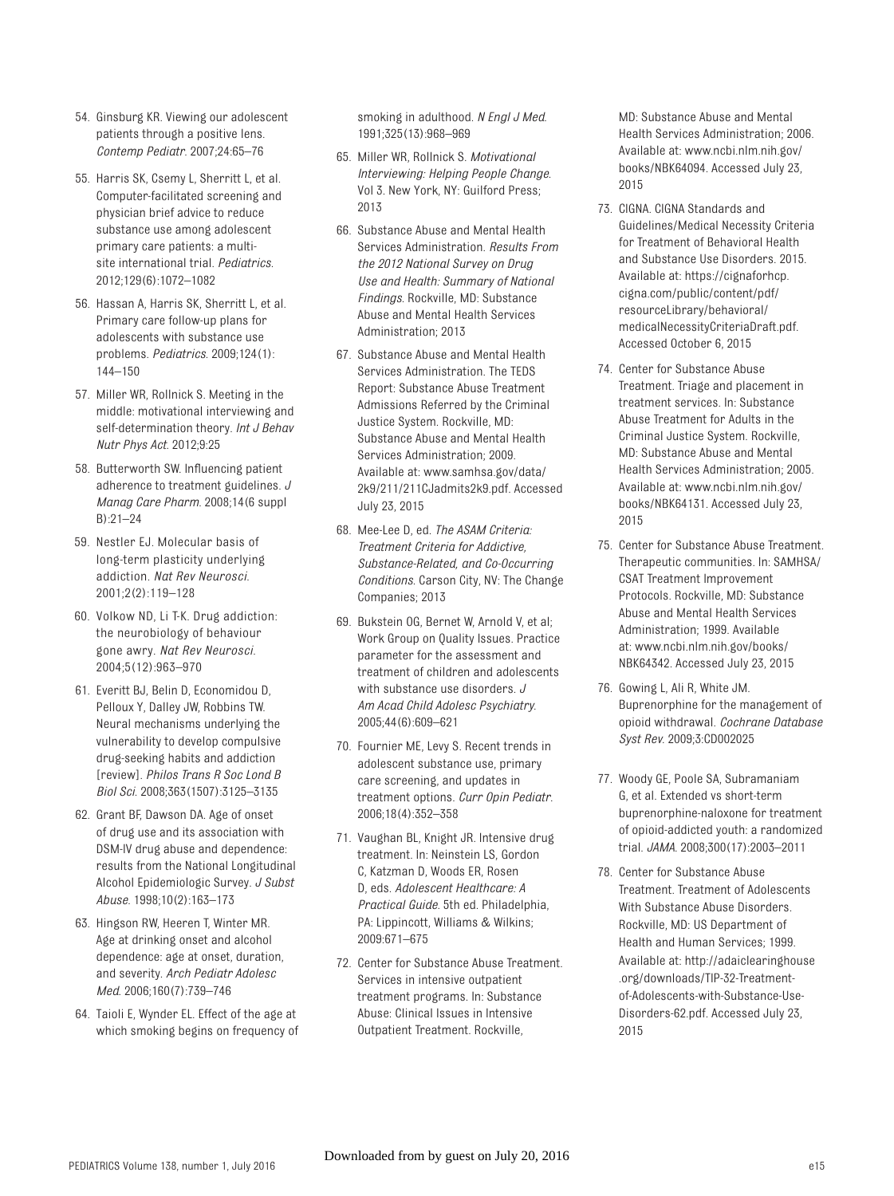54. Ginsburg KR. Viewing our adolescent patients through a positive lens. *Contemp Pediatr*. 2007;24:65–76

55. Harris SK, Csemy L, Sherritt L, et al. Computer-facilitated screening and physician brief advice to reduce substance use among adolescent primary care patients: a multi-site international trial. *Pediatrics*. 2012;129(6):1072–1082

56. Hassan A, Harris SK, Sherritt L, et al. Primary care follow-up plans for adolescents with substance use problems. *Pediatrics*. 2009;124(1): 144–150

57. Miller WR, Rollnick S. Meeting in the middle: motivational interviewing and self-determination theory. *Int J Behav Nutr Phys Act*. 2012;9:25

58. Butterworth SW. Influencing patient adherence to treatment guidelines. *J Manag Care Pharm*. 2008;14(6 suppl B):21–24

59. Nestler EJ. Molecular basis of long-term plasticity underlying addiction. *Nat Rev Neurosci*. 2001;2(2):119–128

60. Volkow ND, Li T-K. Drug addiction: the neurobiology of behaviour gone awry. *Nat Rev Neurosci*. 2004;5(12):963–970

61. Everitt BJ, Belin D, Economidou D, Pelloux Y, Dalley JW, Robbins TW. Neural mechanisms underlying the vulnerability to develop compulsive drug-seeking habits and addiction [review]. *Philos Trans R Soc Lond B Biol Sci*. 2008;363(1507):3125–3135

62. Grant BF, Dawson DA. Age of onset of drug use and its association with DSM-IV drug abuse and dependence: results from the National Longitudinal Alcohol Epidemiologic Survey. *J Subst Abuse*. 1998;10(2):163–173

63. Hingson RW, Heeren T, Winter MR. Age at drinking onset and alcohol dependence: age at onset, duration, and severity. *Arch Pediatr Adolesc Med*. 2006;160(7):739–746

64. Taioli E, Wynder EL. Effect of the age at which smoking begins on frequency of smoking in adulthood. *N Engl J Med*. 1991;325(13):968–969

65. Miller WR, Rollnick S. *Motivational Interviewing: Helping People Change*. Vol 3. New York, NY: Guilford Press; 2013

66. Substance Abuse and Mental Health Services Administration. *Results From the 2012 National Survey on Drug Use and Health: Summary of National Findings*. Rockville, MD: Substance Abuse and Mental Health Services Administration; 2013

67. Substance Abuse and Mental Health Services Administration. The TEDS Report: Substance Abuse Treatment Admissions Referred by the Criminal Justice System. Rockville, MD: Substance Abuse and Mental Health Services Administration; 2009. Available at: www.samhsa.gov/data/2k9/211/211CJadmits2k9.pdf. Accessed July 23, 2015

68. Mee-Lee D, ed. *The ASAM Criteria: Treatment Criteria for Addictive, Substance-Related, and Co-Occurring Conditions*. Carson City, NV: The Change Companies; 2013

69. Bukstein OG, Bernet W, Arnold V, et al; Work Group on Quality Issues. Practice parameter for the assessment and treatment of children and adolescents with substance use disorders. *J Am Acad Child Adolesc Psychiatry*. 2005;44(6):609–621

70. Fournier ME, Levy S. Recent trends in adolescent substance use, primary care screening, and updates in treatment options. *Curr Opin Pediatr*. 2006;18(4):352–358

71. Vaughan BL, Knight JR. Intensive drug treatment. In: Neinstein LS, Gordon C, Katzman D, Woods ER, Rosen D, eds. *Adolescent Healthcare: A Practical Guide*. 5th ed. Philadelphia, PA: Lippincott, Williams & Wilkins; 2009:671–675

72. Center for Substance Abuse Treatment. Services in intensive outpatient treatment programs. In: Substance Abuse: Clinical Issues in Intensive Outpatient Treatment. Rockville, MD: Substance Abuse and Mental Health Services Administration; 2006. Available at: www.ncbi.nlm.nih.gov/books/NBK64094. Accessed July 23, 2015

73. CIGNA. CIGNA Standards and Guidelines/Medical Necessity Criteria for Treatment of Behavioral Health and Substance Use Disorders. 2015. Available at: https://cignaforhcp.cigna.com/public/content/pdf/resourceLibrary/behavioral/medicalNecessityCriteriaDraft.pdf. Accessed October 6, 2015

74. Center for Substance Abuse Treatment. Triage and placement in treatment services. In: Substance Abuse Treatment for Adults in the Criminal Justice System. Rockville, MD: Substance Abuse and Mental Health Services Administration; 2005. Available at: www.ncbi.nlm.nih.gov/books/NBK64131. Accessed July 23, 2015

75. Center for Substance Abuse Treatment. Therapeutic communities. In: SAMHSA/CSAT Treatment Improvement Protocols. Rockville, MD: Substance Abuse and Mental Health Services Administration; 1999. Available at: www.ncbi.nlm.nih.gov/books/NBK64342. Accessed July 23, 2015

76. Gowing L, Ali R, White JM. Buprenorphine for the management of opioid withdrawal. *Cochrane Database Syst Rev*. 2009;3:CD002025

77. Woody GE, Poole SA, Subramaniam G, et al. Extended vs short-term buprenorphine-naloxone for treatment of opioid-addicted youth: a randomized trial. *JAMA*. 2008;300(17):2003–2011

78. Center for Substance Abuse Treatment. Treatment of Adolescents With Substance Abuse Disorders. Rockville, MD: US Department of Health and Human Services; 1999. Available at: http://adaiclearinghouse.org/downloads/TIP-32-Treatment-of-Adolescents-with-Substance-Use-Disorders-62.pdf. Accessed July 23, 2015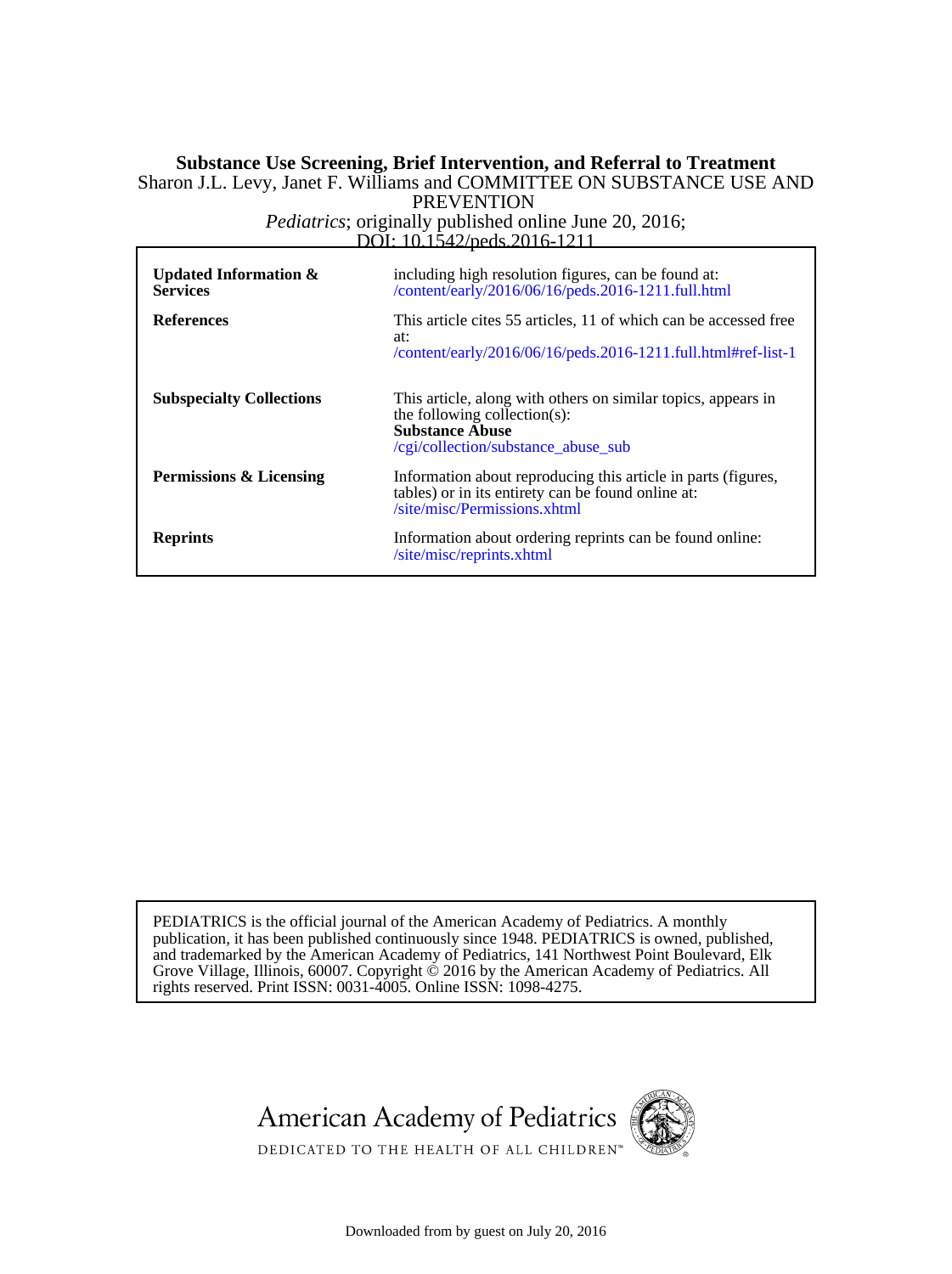**Substance Use Screening, Brief Intervention, and Referral to Treatment**

Sharon J.L. Levy, Janet F. Williams and COMMITTEE ON SUBSTANCE USE AND PREVENTION

*Pediatrics*; originally published online June 20, 2016;

DOI: 10.1542/peds.2016-1211

| | |
|---|---|
| **Updated Information & Services** | including high resolution figures, can be found at: /content/early/2016/06/16/peds.2016-1211.full.html |
| **References** | This article cites 55 articles, 11 of which can be accessed free at: /content/early/2016/06/16/peds.2016-1211.full.html#ref-list-1 |
| **Subspecialty Collections** | This article, along with others on similar topics, appears in the following collection(s): **Substance Abuse** /cgi/collection/substance_abuse_sub |
| **Permissions & Licensing** | Information about reproducing this article in parts (figures, tables) or in its entirety can be found online at: /site/misc/Permissions.xhtml |
| **Reprints** | Information about ordering reprints can be found online: /site/misc/reprints.xhtml |

PEDIATRICS is the official journal of the American Academy of Pediatrics. A monthly publication, it has been published continuously since 1948. PEDIATRICS is owned, published, and trademarked by the American Academy of Pediatrics, 141 Northwest Point Boulevard, Elk Grove Village, Illinois, 60007. Copyright © 2016 by the American Academy of Pediatrics. All rights reserved. Print ISSN: 0031-4005. Online ISSN: 1098-4275.

American Academy of Pediatrics

DEDICATED TO THE HEALTH OF ALL CHILDREN™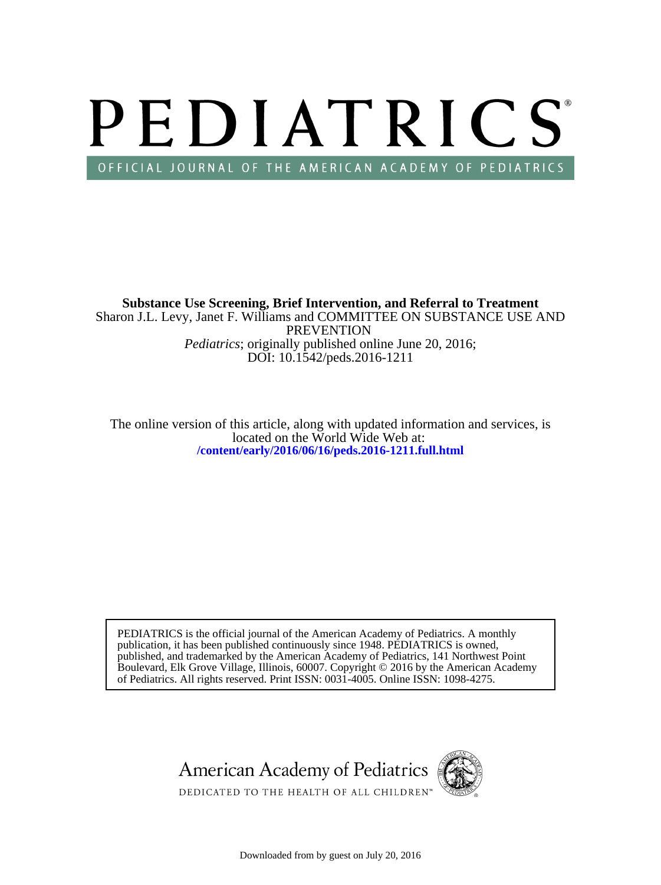# PEDIATRICS

OFFICIAL JOURNAL OF THE AMERICAN ACADEMY OF PEDIATRICS

**Substance Use Screening, Brief Intervention, and Referral to Treatment**

Sharon J.L. Levy, Janet F. Williams and COMMITTEE ON SUBSTANCE USE AND PREVENTION

*Pediatrics*; originally published online June 20, 2016;

DOI: 10.1542/peds.2016-1211

The online version of this article, along with updated information and services, is located on the World Wide Web at:

**/content/early/2016/06/16/peds.2016-1211.full.html**

PEDIATRICS is the official journal of the American Academy of Pediatrics. A monthly publication, it has been published continuously since 1948. PEDIATRICS is owned, published, and trademarked by the American Academy of Pediatrics, 141 Northwest Point Boulevard, Elk Grove Village, Illinois, 60007. Copyright © 2016 by the American Academy of Pediatrics. All rights reserved. Print ISSN: 0031-4005. Online ISSN: 1098-4275.

American Academy of Pediatrics

DEDICATED TO THE HEALTH OF ALL CHILDREN™